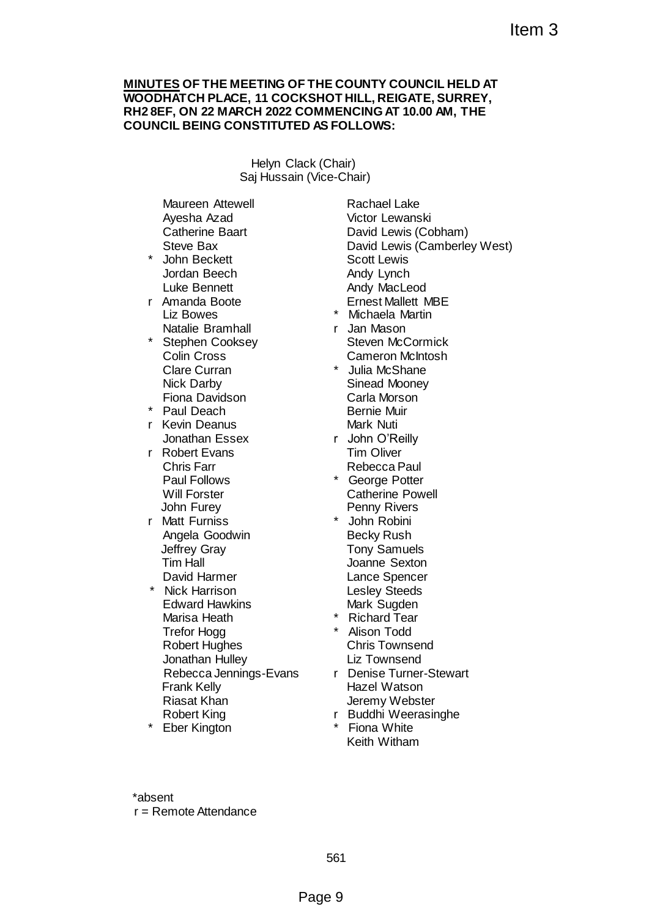Item 3

**MINUTES OF THE MEETING OF THE COUNTY COUNCIL HELD AT WOODHATCH PLACE, 11 COCKSHOT HILL, REIGATE, SURREY, RH2 8EF, ON 22 MARCH 2022 COMMENCING AT 10.00 AM, THE COUNCIL BEING CONSTITUTED AS FOLLOWS:**

Helyn Clack (Chair)
Saj Hussain (Vice-Chair)

Maureen Attewell
Ayesha Azad
Catherine Baart
Steve Bax
* John Beckett
Jordan Beech
Luke Bennett
r Amanda Boote
Liz Bowes
Natalie Bramhall
* Stephen Cooksey
Colin Cross
Clare Curran
Nick Darby
Fiona Davidson
* Paul Deach
r Kevin Deanus
Jonathan Essex
r Robert Evans
Chris Farr
Paul Follows
Will Forster
John Furey
r Matt Furniss
Angela Goodwin
Jeffrey Gray
Tim Hall
David Harmer
* Nick Harrison
Edward Hawkins
Marisa Heath
Trefor Hogg
Robert Hughes
Jonathan Hulley
Rebecca Jennings-Evans
Frank Kelly
Riasat Khan
Robert King
* Eber Kington
Rachael Lake
Victor Lewanski
David Lewis (Cobham)
David Lewis (Camberley West)
Scott Lewis
Andy Lynch
Andy MacLeod
Ernest Mallett MBE
* Michaela Martin
r Jan Mason
Steven McCormick
Cameron McIntosh
* Julia McShane
Sinead Mooney
Carla Morson
Bernie Muir
Mark Nuti
r John O'Reilly
Tim Oliver
Rebecca Paul
* George Potter
Catherine Powell
Penny Rivers
* John Robini
Becky Rush
Tony Samuels
Joanne Sexton
Lance Spencer
Lesley Steeds
Mark Sugden
* Richard Tear
* Alison Todd
Chris Townsend
Liz Townsend
r Denise Turner-Stewart
Hazel Watson
Jeremy Webster
r Buddhi Weerasinghe
* Fiona White
Keith Witham

*absent
r = Remote Attendance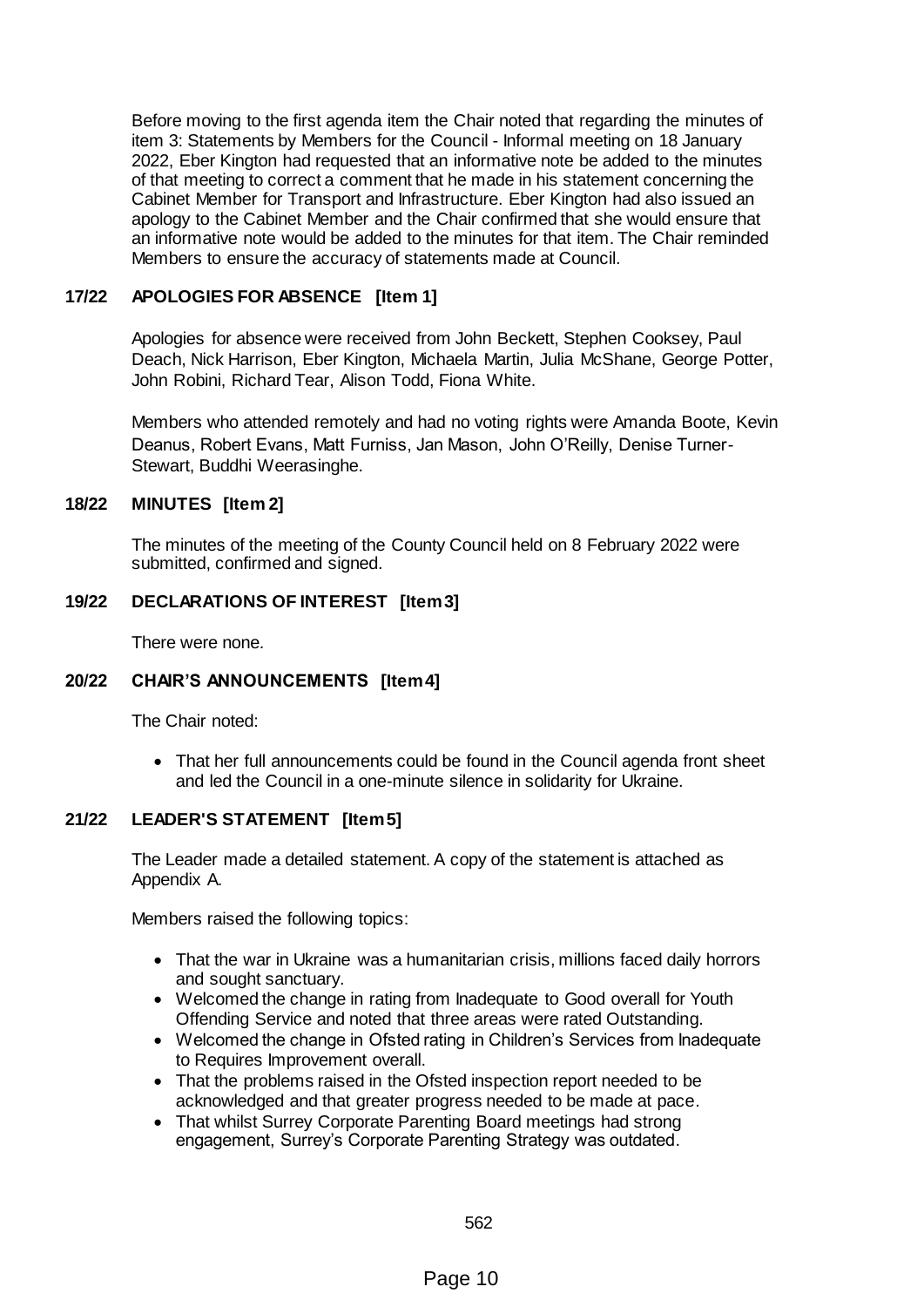Before moving to the first agenda item the Chair noted that regarding the minutes of item 3: Statements by Members for the Council - Informal meeting on 18 January 2022, Eber Kington had requested that an informative note be added to the minutes of that meeting to correct a comment that he made in his statement concerning the Cabinet Member for Transport and Infrastructure. Eber Kington had also issued an apology to the Cabinet Member and the Chair confirmed that she would ensure that an informative note would be added to the minutes for that item. The Chair reminded Members to ensure the accuracy of statements made at Council.

## 17/22 APOLOGIES FOR ABSENCE [Item 1]

Apologies for absence were received from John Beckett, Stephen Cooksey, Paul Deach, Nick Harrison, Eber Kington, Michaela Martin, Julia McShane, George Potter, John Robini, Richard Tear, Alison Todd, Fiona White.

Members who attended remotely and had no voting rights were Amanda Boote, Kevin Deanus, Robert Evans, Matt Furniss, Jan Mason, John O'Reilly, Denise Turner-Stewart, Buddhi Weerasinghe.

## 18/22 MINUTES [Item 2]

The minutes of the meeting of the County Council held on 8 February 2022 were submitted, confirmed and signed.

## 19/22 DECLARATIONS OF INTEREST [Item 3]

There were none.

## 20/22 CHAIR'S ANNOUNCEMENTS [Item 4]

The Chair noted:

- That her full announcements could be found in the Council agenda front sheet and led the Council in a one-minute silence in solidarity for Ukraine.

## 21/22 LEADER'S STATEMENT [Item 5]

The Leader made a detailed statement. A copy of the statement is attached as Appendix A.

Members raised the following topics:

- That the war in Ukraine was a humanitarian crisis, millions faced daily horrors and sought sanctuary.
- Welcomed the change in rating from Inadequate to Good overall for Youth Offending Service and noted that three areas were rated Outstanding.
- Welcomed the change in Ofsted rating in Children's Services from Inadequate to Requires Improvement overall.
- That the problems raised in the Ofsted inspection report needed to be acknowledged and that greater progress needed to be made at pace.
- That whilst Surrey Corporate Parenting Board meetings had strong engagement, Surrey's Corporate Parenting Strategy was outdated.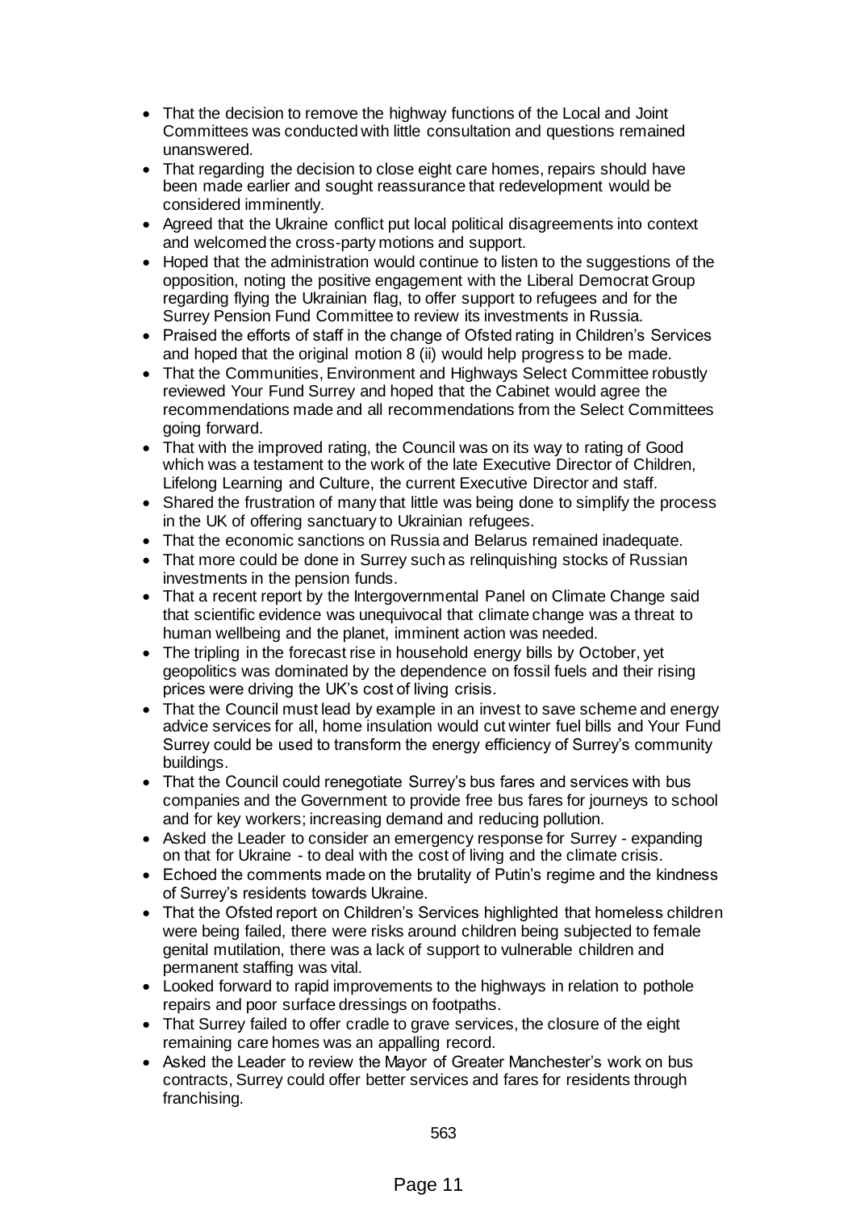- That the decision to remove the highway functions of the Local and Joint Committees was conducted with little consultation and questions remained unanswered.
- That regarding the decision to close eight care homes, repairs should have been made earlier and sought reassurance that redevelopment would be considered imminently.
- Agreed that the Ukraine conflict put local political disagreements into context and welcomed the cross-party motions and support.
- Hoped that the administration would continue to listen to the suggestions of the opposition, noting the positive engagement with the Liberal Democrat Group regarding flying the Ukrainian flag, to offer support to refugees and for the Surrey Pension Fund Committee to review its investments in Russia.
- Praised the efforts of staff in the change of Ofsted rating in Children's Services and hoped that the original motion 8 (ii) would help progress to be made.
- That the Communities, Environment and Highways Select Committee robustly reviewed Your Fund Surrey and hoped that the Cabinet would agree the recommendations made and all recommendations from the Select Committees going forward.
- That with the improved rating, the Council was on its way to rating of Good which was a testament to the work of the late Executive Director of Children, Lifelong Learning and Culture, the current Executive Director and staff.
- Shared the frustration of many that little was being done to simplify the process in the UK of offering sanctuary to Ukrainian refugees.
- That the economic sanctions on Russia and Belarus remained inadequate.
- That more could be done in Surrey such as relinquishing stocks of Russian investments in the pension funds.
- That a recent report by the Intergovernmental Panel on Climate Change said that scientific evidence was unequivocal that climate change was a threat to human wellbeing and the planet, imminent action was needed.
- The tripling in the forecast rise in household energy bills by October, yet geopolitics was dominated by the dependence on fossil fuels and their rising prices were driving the UK's cost of living crisis.
- That the Council must lead by example in an invest to save scheme and energy advice services for all, home insulation would cut winter fuel bills and Your Fund Surrey could be used to transform the energy efficiency of Surrey's community buildings.
- That the Council could renegotiate Surrey's bus fares and services with bus companies and the Government to provide free bus fares for journeys to school and for key workers; increasing demand and reducing pollution.
- Asked the Leader to consider an emergency response for Surrey - expanding on that for Ukraine - to deal with the cost of living and the climate crisis.
- Echoed the comments made on the brutality of Putin's regime and the kindness of Surrey's residents towards Ukraine.
- That the Ofsted report on Children's Services highlighted that homeless children were being failed, there were risks around children being subjected to female genital mutilation, there was a lack of support to vulnerable children and permanent staffing was vital.
- Looked forward to rapid improvements to the highways in relation to pothole repairs and poor surface dressings on footpaths.
- That Surrey failed to offer cradle to grave services, the closure of the eight remaining care homes was an appalling record.
- Asked the Leader to review the Mayor of Greater Manchester's work on bus contracts, Surrey could offer better services and fares for residents through franchising.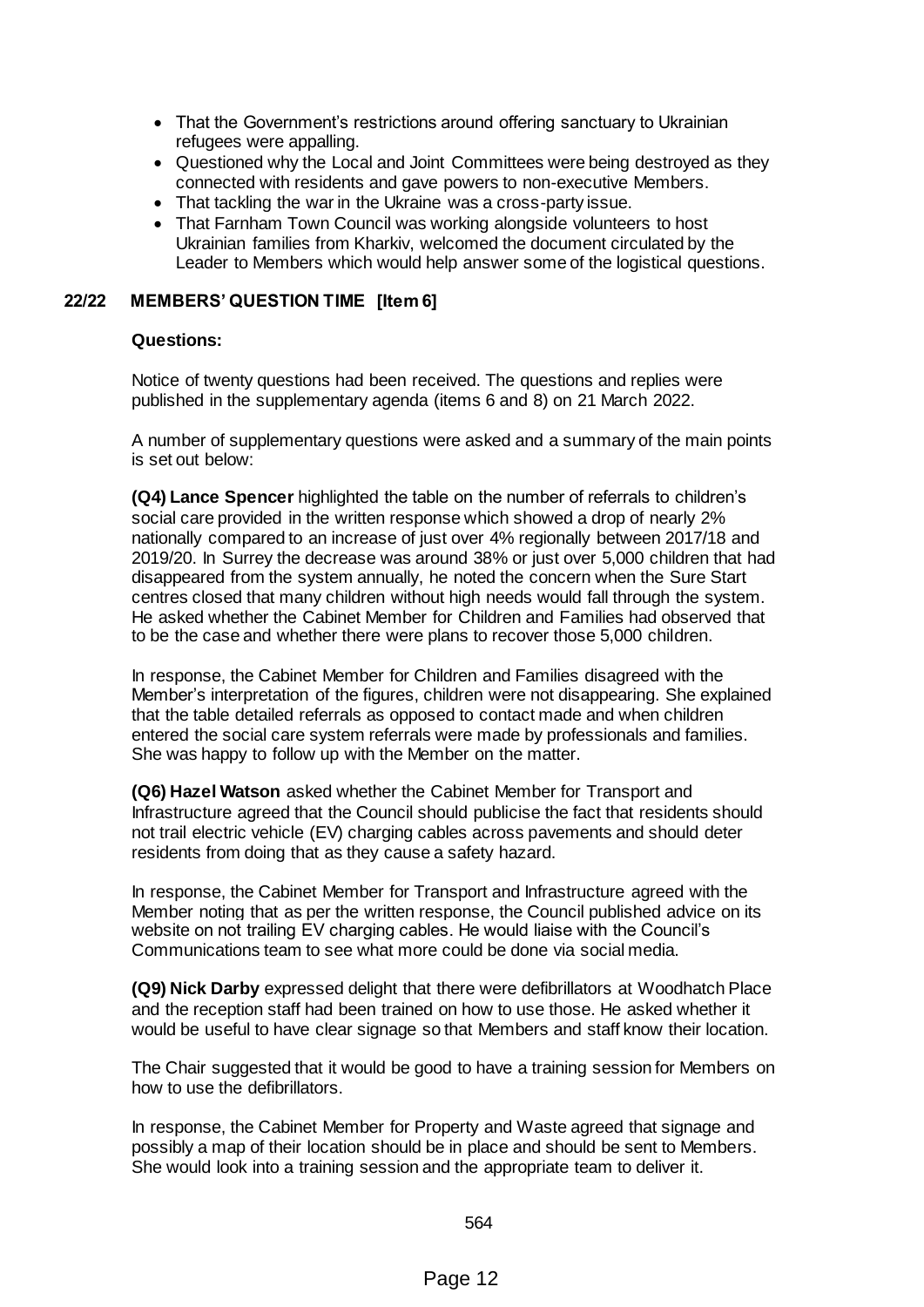- That the Government's restrictions around offering sanctuary to Ukrainian refugees were appalling.
- Questioned why the Local and Joint Committees were being destroyed as they connected with residents and gave powers to non-executive Members.
- That tackling the war in the Ukraine was a cross-party issue.
- That Farnham Town Council was working alongside volunteers to host Ukrainian families from Kharkiv, welcomed the document circulated by the Leader to Members which would help answer some of the logistical questions.

## 22/22 MEMBERS' QUESTION TIME [Item 6]

**Questions:**

Notice of twenty questions had been received. The questions and replies were published in the supplementary agenda (items 6 and 8) on 21 March 2022.

A number of supplementary questions were asked and a summary of the main points is set out below:

**(Q4) Lance Spencer** highlighted the table on the number of referrals to children's social care provided in the written response which showed a drop of nearly 2% nationally compared to an increase of just over 4% regionally between 2017/18 and 2019/20. In Surrey the decrease was around 38% or just over 5,000 children that had disappeared from the system annually, he noted the concern when the Sure Start centres closed that many children without high needs would fall through the system. He asked whether the Cabinet Member for Children and Families had observed that to be the case and whether there were plans to recover those 5,000 children.

In response, the Cabinet Member for Children and Families disagreed with the Member's interpretation of the figures, children were not disappearing. She explained that the table detailed referrals as opposed to contact made and when children entered the social care system referrals were made by professionals and families. She was happy to follow up with the Member on the matter.

**(Q6) Hazel Watson** asked whether the Cabinet Member for Transport and Infrastructure agreed that the Council should publicise the fact that residents should not trail electric vehicle (EV) charging cables across pavements and should deter residents from doing that as they cause a safety hazard.

In response, the Cabinet Member for Transport and Infrastructure agreed with the Member noting that as per the written response, the Council published advice on its website on not trailing EV charging cables. He would liaise with the Council's Communications team to see what more could be done via social media.

**(Q9) Nick Darby** expressed delight that there were defibrillators at Woodhatch Place and the reception staff had been trained on how to use those. He asked whether it would be useful to have clear signage so that Members and staff know their location.

The Chair suggested that it would be good to have a training session for Members on how to use the defibrillators.

In response, the Cabinet Member for Property and Waste agreed that signage and possibly a map of their location should be in place and should be sent to Members. She would look into a training session and the appropriate team to deliver it.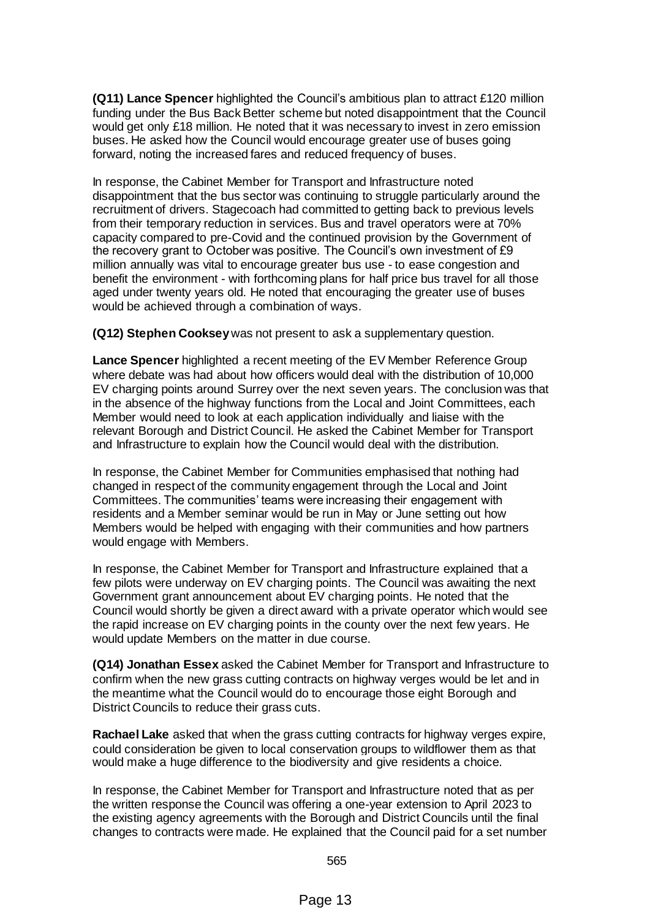**(Q11) Lance Spencer** highlighted the Council's ambitious plan to attract £120 million funding under the Bus Back Better scheme but noted disappointment that the Council would get only £18 million. He noted that it was necessary to invest in zero emission buses. He asked how the Council would encourage greater use of buses going forward, noting the increased fares and reduced frequency of buses.

In response, the Cabinet Member for Transport and Infrastructure noted disappointment that the bus sector was continuing to struggle particularly around the recruitment of drivers. Stagecoach had committed to getting back to previous levels from their temporary reduction in services. Bus and travel operators were at 70% capacity compared to pre-Covid and the continued provision by the Government of the recovery grant to October was positive. The Council's own investment of £9 million annually was vital to encourage greater bus use - to ease congestion and benefit the environment - with forthcoming plans for half price bus travel for all those aged under twenty years old. He noted that encouraging the greater use of buses would be achieved through a combination of ways.

**(Q12) Stephen Cooksey** was not present to ask a supplementary question.

**Lance Spencer** highlighted a recent meeting of the EV Member Reference Group where debate was had about how officers would deal with the distribution of 10,000 EV charging points around Surrey over the next seven years. The conclusion was that in the absence of the highway functions from the Local and Joint Committees, each Member would need to look at each application individually and liaise with the relevant Borough and District Council. He asked the Cabinet Member for Transport and Infrastructure to explain how the Council would deal with the distribution.

In response, the Cabinet Member for Communities emphasised that nothing had changed in respect of the community engagement through the Local and Joint Committees. The communities' teams were increasing their engagement with residents and a Member seminar would be run in May or June setting out how Members would be helped with engaging with their communities and how partners would engage with Members.

In response, the Cabinet Member for Transport and Infrastructure explained that a few pilots were underway on EV charging points. The Council was awaiting the next Government grant announcement about EV charging points. He noted that the Council would shortly be given a direct award with a private operator which would see the rapid increase on EV charging points in the county over the next few years. He would update Members on the matter in due course.

**(Q14) Jonathan Essex** asked the Cabinet Member for Transport and Infrastructure to confirm when the new grass cutting contracts on highway verges would be let and in the meantime what the Council would do to encourage those eight Borough and District Councils to reduce their grass cuts.

**Rachael Lake** asked that when the grass cutting contracts for highway verges expire, could consideration be given to local conservation groups to wildflower them as that would make a huge difference to the biodiversity and give residents a choice.

In response, the Cabinet Member for Transport and Infrastructure noted that as per the written response the Council was offering a one-year extension to April 2023 to the existing agency agreements with the Borough and District Councils until the final changes to contracts were made. He explained that the Council paid for a set number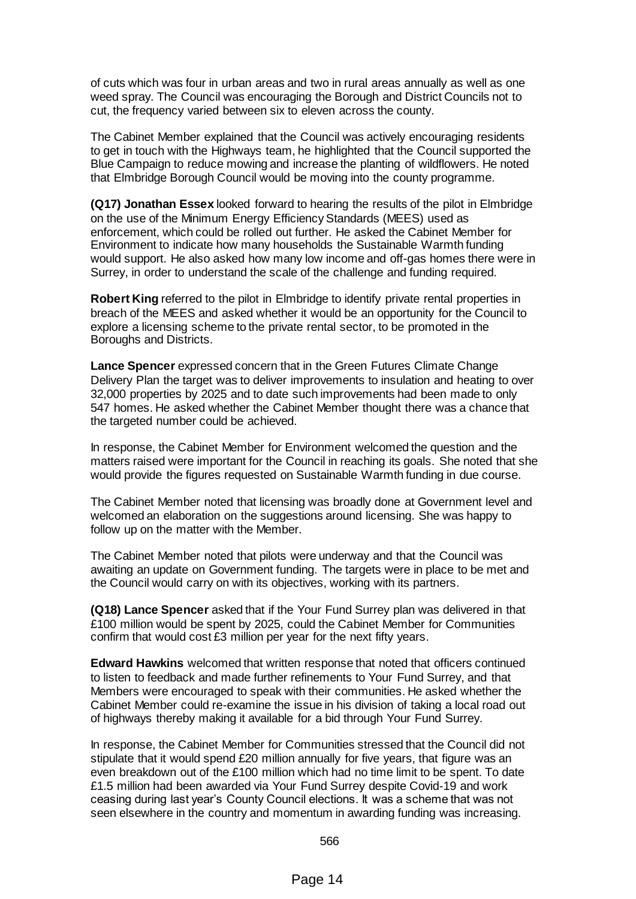of cuts which was four in urban areas and two in rural areas annually as well as one weed spray. The Council was encouraging the Borough and District Councils not to cut, the frequency varied between six to eleven across the county.

The Cabinet Member explained that the Council was actively encouraging residents to get in touch with the Highways team, he highlighted that the Council supported the Blue Campaign to reduce mowing and increase the planting of wildflowers. He noted that Elmbridge Borough Council would be moving into the county programme.

**(Q17) Jonathan Essex** looked forward to hearing the results of the pilot in Elmbridge on the use of the Minimum Energy Efficiency Standards (MEES) used as enforcement, which could be rolled out further. He asked the Cabinet Member for Environment to indicate how many households the Sustainable Warmth funding would support. He also asked how many low income and off-gas homes there were in Surrey, in order to understand the scale of the challenge and funding required.

**Robert King** referred to the pilot in Elmbridge to identify private rental properties in breach of the MEES and asked whether it would be an opportunity for the Council to explore a licensing scheme to the private rental sector, to be promoted in the Boroughs and Districts.

**Lance Spencer** expressed concern that in the Green Futures Climate Change Delivery Plan the target was to deliver improvements to insulation and heating to over 32,000 properties by 2025 and to date such improvements had been made to only 547 homes. He asked whether the Cabinet Member thought there was a chance that the targeted number could be achieved.

In response, the Cabinet Member for Environment welcomed the question and the matters raised were important for the Council in reaching its goals. She noted that she would provide the figures requested on Sustainable Warmth funding in due course.

The Cabinet Member noted that licensing was broadly done at Government level and welcomed an elaboration on the suggestions around licensing. She was happy to follow up on the matter with the Member.

The Cabinet Member noted that pilots were underway and that the Council was awaiting an update on Government funding. The targets were in place to be met and the Council would carry on with its objectives, working with its partners.

**(Q18) Lance Spencer** asked that if the Your Fund Surrey plan was delivered in that £100 million would be spent by 2025, could the Cabinet Member for Communities confirm that would cost £3 million per year for the next fifty years.

**Edward Hawkins** welcomed that written response that noted that officers continued to listen to feedback and made further refinements to Your Fund Surrey, and that Members were encouraged to speak with their communities. He asked whether the Cabinet Member could re-examine the issue in his division of taking a local road out of highways thereby making it available for a bid through Your Fund Surrey.

In response, the Cabinet Member for Communities stressed that the Council did not stipulate that it would spend £20 million annually for five years, that figure was an even breakdown out of the £100 million which had no time limit to be spent. To date £1.5 million had been awarded via Your Fund Surrey despite Covid-19 and work ceasing during last year's County Council elections. It was a scheme that was not seen elsewhere in the country and momentum in awarding funding was increasing.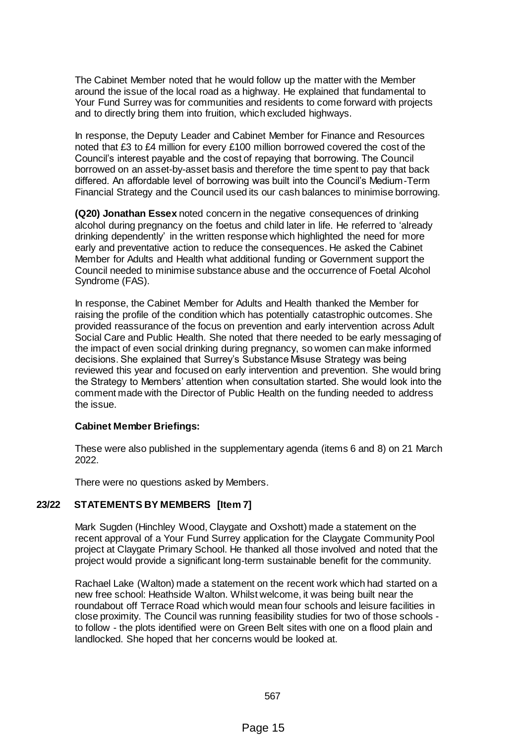The Cabinet Member noted that he would follow up the matter with the Member around the issue of the local road as a highway. He explained that fundamental to Your Fund Surrey was for communities and residents to come forward with projects and to directly bring them into fruition, which excluded highways.

In response, the Deputy Leader and Cabinet Member for Finance and Resources noted that £3 to £4 million for every £100 million borrowed covered the cost of the Council's interest payable and the cost of repaying that borrowing. The Council borrowed on an asset-by-asset basis and therefore the time spent to pay that back differed. An affordable level of borrowing was built into the Council's Medium-Term Financial Strategy and the Council used its our cash balances to minimise borrowing.

**(Q20) Jonathan Essex** noted concern in the negative consequences of drinking alcohol during pregnancy on the foetus and child later in life. He referred to 'already drinking dependently' in the written response which highlighted the need for more early and preventative action to reduce the consequences. He asked the Cabinet Member for Adults and Health what additional funding or Government support the Council needed to minimise substance abuse and the occurrence of Foetal Alcohol Syndrome (FAS).

In response, the Cabinet Member for Adults and Health thanked the Member for raising the profile of the condition which has potentially catastrophic outcomes. She provided reassurance of the focus on prevention and early intervention across Adult Social Care and Public Health. She noted that there needed to be early messaging of the impact of even social drinking during pregnancy, so women can make informed decisions. She explained that Surrey's Substance Misuse Strategy was being reviewed this year and focused on early intervention and prevention. She would bring the Strategy to Members' attention when consultation started. She would look into the comment made with the Director of Public Health on the funding needed to address the issue.

**Cabinet Member Briefings:**

These were also published in the supplementary agenda (items 6 and 8) on 21 March 2022.

There were no questions asked by Members.

## 23/22 STATEMENTS BY MEMBERS [Item 7]

Mark Sugden (Hinchley Wood, Claygate and Oxshott) made a statement on the recent approval of a Your Fund Surrey application for the Claygate Community Pool project at Claygate Primary School. He thanked all those involved and noted that the project would provide a significant long-term sustainable benefit for the community.

Rachael Lake (Walton) made a statement on the recent work which had started on a new free school: Heathside Walton. Whilst welcome, it was being built near the roundabout off Terrace Road which would mean four schools and leisure facilities in close proximity. The Council was running feasibility studies for two of those schools - to follow - the plots identified were on Green Belt sites with one on a flood plain and landlocked. She hoped that her concerns would be looked at.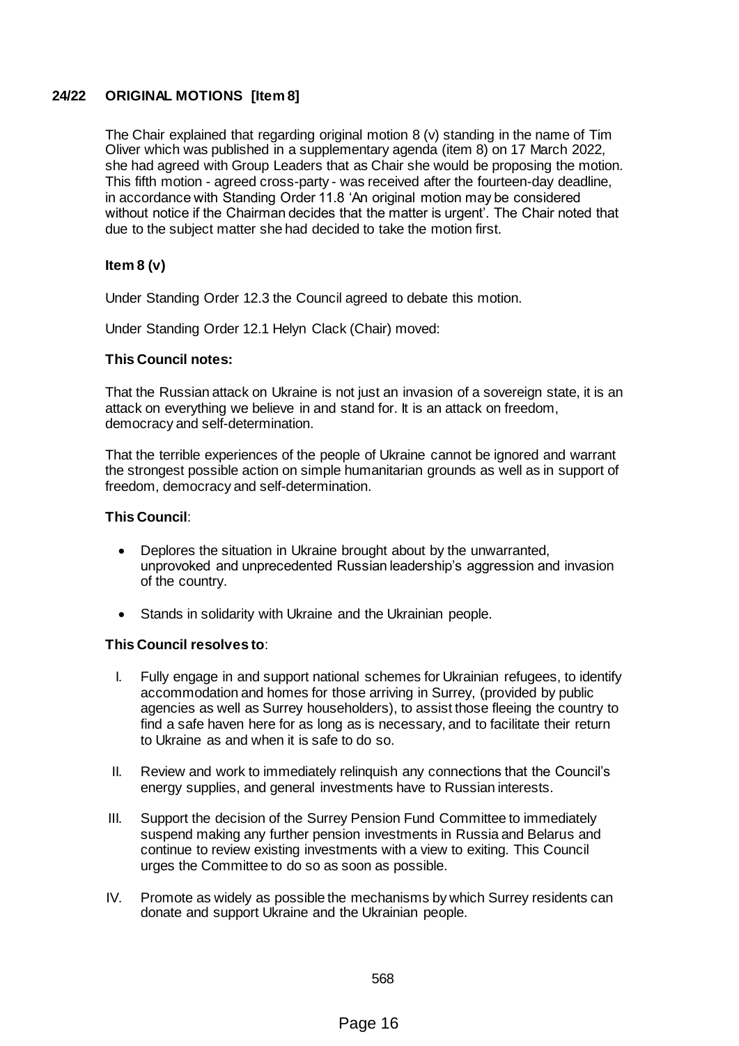## 24/22 ORIGINAL MOTIONS [Item 8]

The Chair explained that regarding original motion 8 (v) standing in the name of Tim Oliver which was published in a supplementary agenda (item 8) on 17 March 2022, she had agreed with Group Leaders that as Chair she would be proposing the motion. This fifth motion - agreed cross-party - was received after the fourteen-day deadline, in accordance with Standing Order 11.8 'An original motion may be considered without notice if the Chairman decides that the matter is urgent'. The Chair noted that due to the subject matter she had decided to take the motion first.

### Item 8 (v)

Under Standing Order 12.3 the Council agreed to debate this motion.

Under Standing Order 12.1 Helyn Clack (Chair) moved:

**This Council notes:**

That the Russian attack on Ukraine is not just an invasion of a sovereign state, it is an attack on everything we believe in and stand for. It is an attack on freedom, democracy and self-determination.

That the terrible experiences of the people of Ukraine cannot be ignored and warrant the strongest possible action on simple humanitarian grounds as well as in support of freedom, democracy and self-determination.

**This Council**:

- Deplores the situation in Ukraine brought about by the unwarranted, unprovoked and unprecedented Russian leadership's aggression and invasion of the country.
- Stands in solidarity with Ukraine and the Ukrainian people.

**This Council resolves to**:

I. Fully engage in and support national schemes for Ukrainian refugees, to identify accommodation and homes for those arriving in Surrey, (provided by public agencies as well as Surrey householders), to assist those fleeing the country to find a safe haven here for as long as is necessary, and to facilitate their return to Ukraine as and when it is safe to do so.

II. Review and work to immediately relinquish any connections that the Council's energy supplies, and general investments have to Russian interests.

III. Support the decision of the Surrey Pension Fund Committee to immediately suspend making any further pension investments in Russia and Belarus and continue to review existing investments with a view to exiting. This Council urges the Committee to do so as soon as possible.

IV. Promote as widely as possible the mechanisms by which Surrey residents can donate and support Ukraine and the Ukrainian people.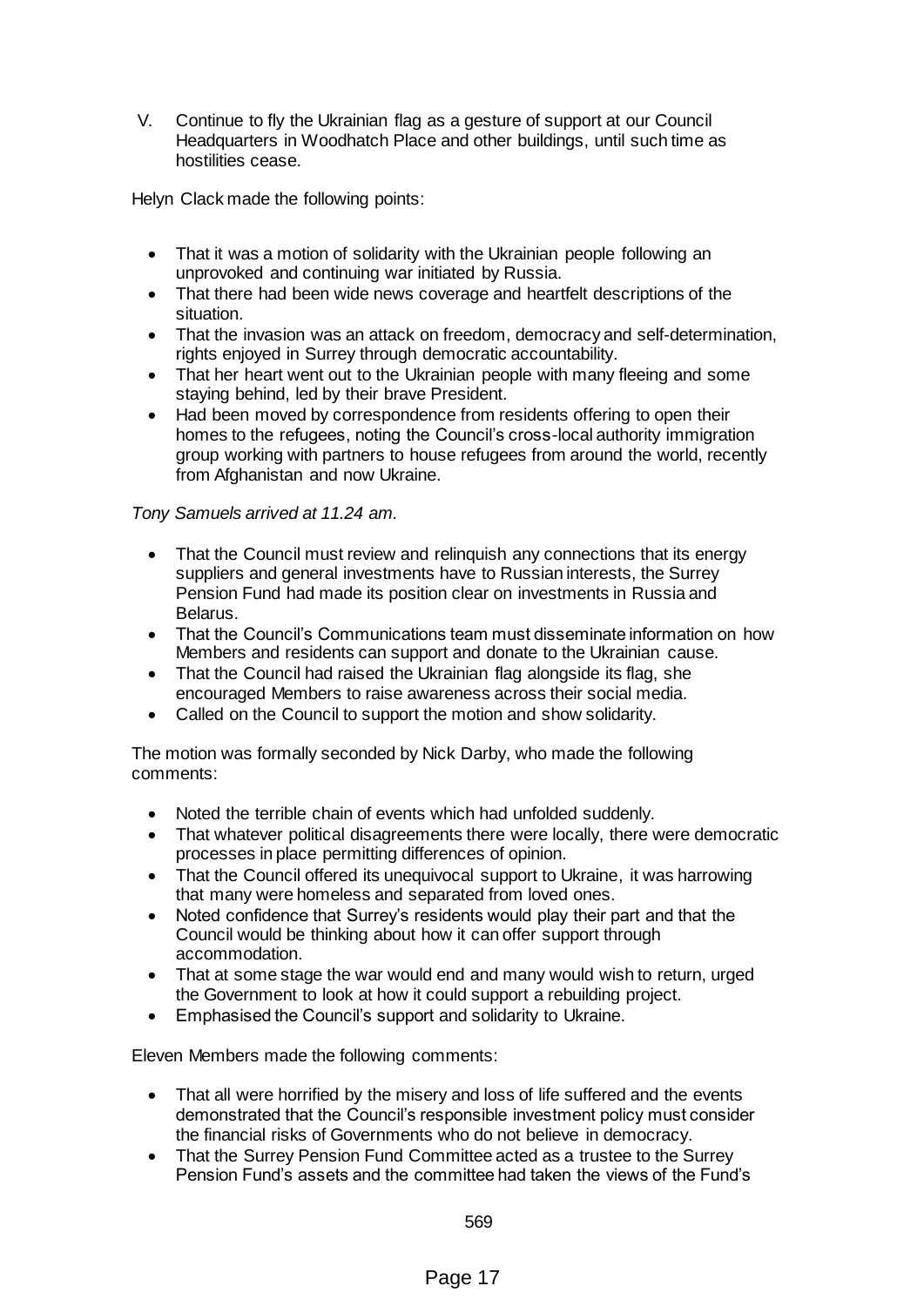V. Continue to fly the Ukrainian flag as a gesture of support at our Council Headquarters in Woodhatch Place and other buildings, until such time as hostilities cease.

Helyn Clack made the following points:

- That it was a motion of solidarity with the Ukrainian people following an unprovoked and continuing war initiated by Russia.
- That there had been wide news coverage and heartfelt descriptions of the situation.
- That the invasion was an attack on freedom, democracy and self-determination, rights enjoyed in Surrey through democratic accountability.
- That her heart went out to the Ukrainian people with many fleeing and some staying behind, led by their brave President.
- Had been moved by correspondence from residents offering to open their homes to the refugees, noting the Council's cross-local authority immigration group working with partners to house refugees from around the world, recently from Afghanistan and now Ukraine.

*Tony Samuels arrived at 11.24 am.*

- That the Council must review and relinquish any connections that its energy suppliers and general investments have to Russian interests, the Surrey Pension Fund had made its position clear on investments in Russia and Belarus.
- That the Council's Communications team must disseminate information on how Members and residents can support and donate to the Ukrainian cause.
- That the Council had raised the Ukrainian flag alongside its flag, she encouraged Members to raise awareness across their social media.
- Called on the Council to support the motion and show solidarity.

The motion was formally seconded by Nick Darby, who made the following comments:

- Noted the terrible chain of events which had unfolded suddenly.
- That whatever political disagreements there were locally, there were democratic processes in place permitting differences of opinion.
- That the Council offered its unequivocal support to Ukraine, it was harrowing that many were homeless and separated from loved ones.
- Noted confidence that Surrey's residents would play their part and that the Council would be thinking about how it can offer support through accommodation.
- That at some stage the war would end and many would wish to return, urged the Government to look at how it could support a rebuilding project.
- Emphasised the Council's support and solidarity to Ukraine.

Eleven Members made the following comments:

- That all were horrified by the misery and loss of life suffered and the events demonstrated that the Council's responsible investment policy must consider the financial risks of Governments who do not believe in democracy.
- That the Surrey Pension Fund Committee acted as a trustee to the Surrey Pension Fund's assets and the committee had taken the views of the Fund's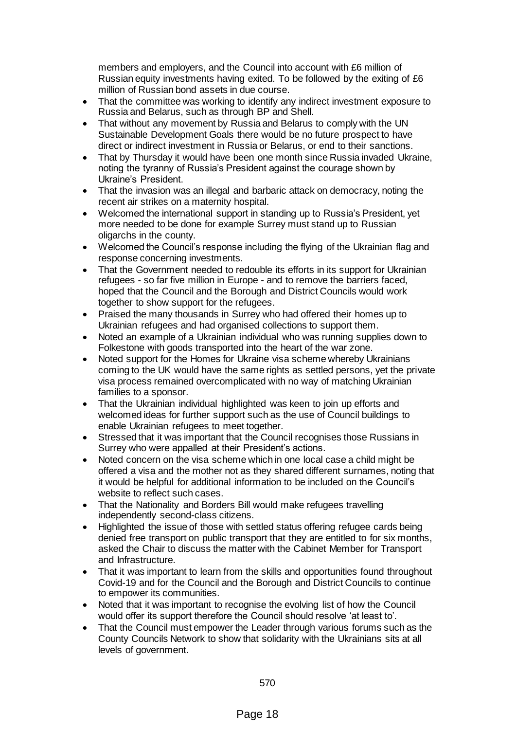members and employers, and the Council into account with £6 million of Russian equity investments having exited. To be followed by the exiting of £6 million of Russian bond assets in due course.

- That the committee was working to identify any indirect investment exposure to Russia and Belarus, such as through BP and Shell.
- That without any movement by Russia and Belarus to comply with the UN Sustainable Development Goals there would be no future prospect to have direct or indirect investment in Russia or Belarus, or end to their sanctions.
- That by Thursday it would have been one month since Russia invaded Ukraine, noting the tyranny of Russia's President against the courage shown by Ukraine's President.
- That the invasion was an illegal and barbaric attack on democracy, noting the recent air strikes on a maternity hospital.
- Welcomed the international support in standing up to Russia's President, yet more needed to be done for example Surrey must stand up to Russian oligarchs in the county.
- Welcomed the Council's response including the flying of the Ukrainian flag and response concerning investments.
- That the Government needed to redouble its efforts in its support for Ukrainian refugees - so far five million in Europe - and to remove the barriers faced, hoped that the Council and the Borough and District Councils would work together to show support for the refugees.
- Praised the many thousands in Surrey who had offered their homes up to Ukrainian refugees and had organised collections to support them.
- Noted an example of a Ukrainian individual who was running supplies down to Folkestone with goods transported into the heart of the war zone.
- Noted support for the Homes for Ukraine visa scheme whereby Ukrainians coming to the UK would have the same rights as settled persons, yet the private visa process remained overcomplicated with no way of matching Ukrainian families to a sponsor.
- That the Ukrainian individual highlighted was keen to join up efforts and welcomed ideas for further support such as the use of Council buildings to enable Ukrainian refugees to meet together.
- Stressed that it was important that the Council recognises those Russians in Surrey who were appalled at their President's actions.
- Noted concern on the visa scheme which in one local case a child might be offered a visa and the mother not as they shared different surnames, noting that it would be helpful for additional information to be included on the Council's website to reflect such cases.
- That the Nationality and Borders Bill would make refugees travelling independently second-class citizens.
- Highlighted the issue of those with settled status offering refugee cards being denied free transport on public transport that they are entitled to for six months, asked the Chair to discuss the matter with the Cabinet Member for Transport and Infrastructure.
- That it was important to learn from the skills and opportunities found throughout Covid-19 and for the Council and the Borough and District Councils to continue to empower its communities.
- Noted that it was important to recognise the evolving list of how the Council would offer its support therefore the Council should resolve 'at least to'.
- That the Council must empower the Leader through various forums such as the County Councils Network to show that solidarity with the Ukrainians sits at all levels of government.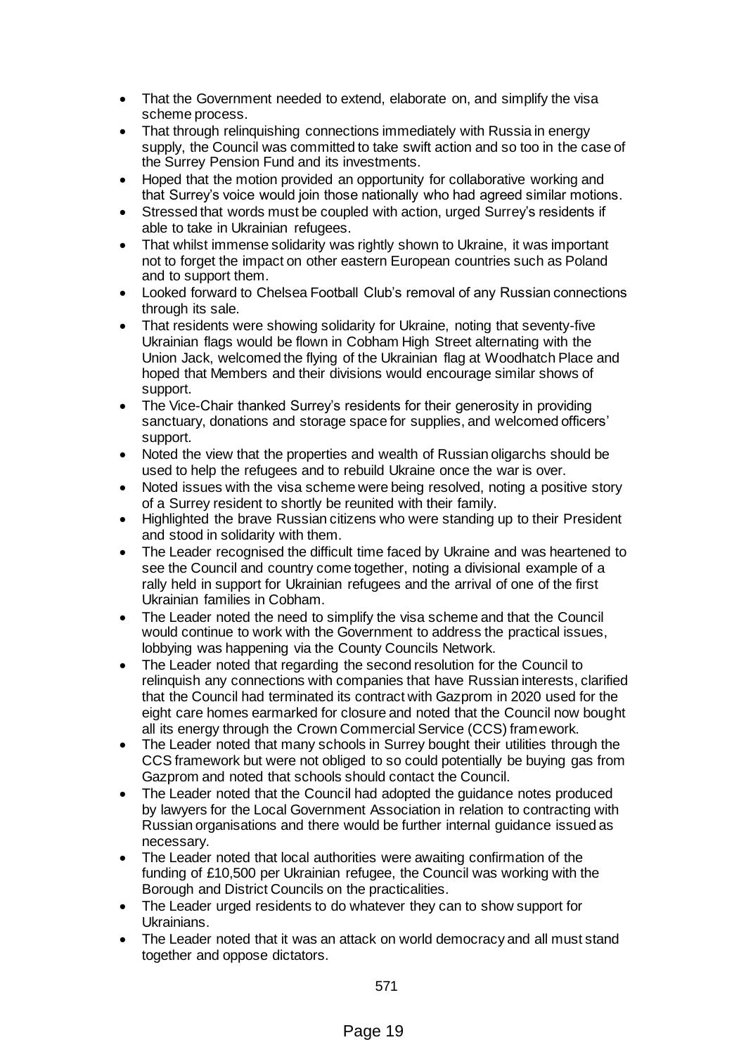- That the Government needed to extend, elaborate on, and simplify the visa scheme process.
- That through relinquishing connections immediately with Russia in energy supply, the Council was committed to take swift action and so too in the case of the Surrey Pension Fund and its investments.
- Hoped that the motion provided an opportunity for collaborative working and that Surrey's voice would join those nationally who had agreed similar motions.
- Stressed that words must be coupled with action, urged Surrey's residents if able to take in Ukrainian refugees.
- That whilst immense solidarity was rightly shown to Ukraine, it was important not to forget the impact on other eastern European countries such as Poland and to support them.
- Looked forward to Chelsea Football Club's removal of any Russian connections through its sale.
- That residents were showing solidarity for Ukraine, noting that seventy-five Ukrainian flags would be flown in Cobham High Street alternating with the Union Jack, welcomed the flying of the Ukrainian flag at Woodhatch Place and hoped that Members and their divisions would encourage similar shows of support.
- The Vice-Chair thanked Surrey's residents for their generosity in providing sanctuary, donations and storage space for supplies, and welcomed officers' support.
- Noted the view that the properties and wealth of Russian oligarchs should be used to help the refugees and to rebuild Ukraine once the war is over.
- Noted issues with the visa scheme were being resolved, noting a positive story of a Surrey resident to shortly be reunited with their family.
- Highlighted the brave Russian citizens who were standing up to their President and stood in solidarity with them.
- The Leader recognised the difficult time faced by Ukraine and was heartened to see the Council and country come together, noting a divisional example of a rally held in support for Ukrainian refugees and the arrival of one of the first Ukrainian families in Cobham.
- The Leader noted the need to simplify the visa scheme and that the Council would continue to work with the Government to address the practical issues, lobbying was happening via the County Councils Network.
- The Leader noted that regarding the second resolution for the Council to relinquish any connections with companies that have Russian interests, clarified that the Council had terminated its contract with Gazprom in 2020 used for the eight care homes earmarked for closure and noted that the Council now bought all its energy through the Crown Commercial Service (CCS) framework.
- The Leader noted that many schools in Surrey bought their utilities through the CCS framework but were not obliged to so could potentially be buying gas from Gazprom and noted that schools should contact the Council.
- The Leader noted that the Council had adopted the guidance notes produced by lawyers for the Local Government Association in relation to contracting with Russian organisations and there would be further internal guidance issued as necessary.
- The Leader noted that local authorities were awaiting confirmation of the funding of £10,500 per Ukrainian refugee, the Council was working with the Borough and District Councils on the practicalities.
- The Leader urged residents to do whatever they can to show support for Ukrainians.
- The Leader noted that it was an attack on world democracy and all must stand together and oppose dictators.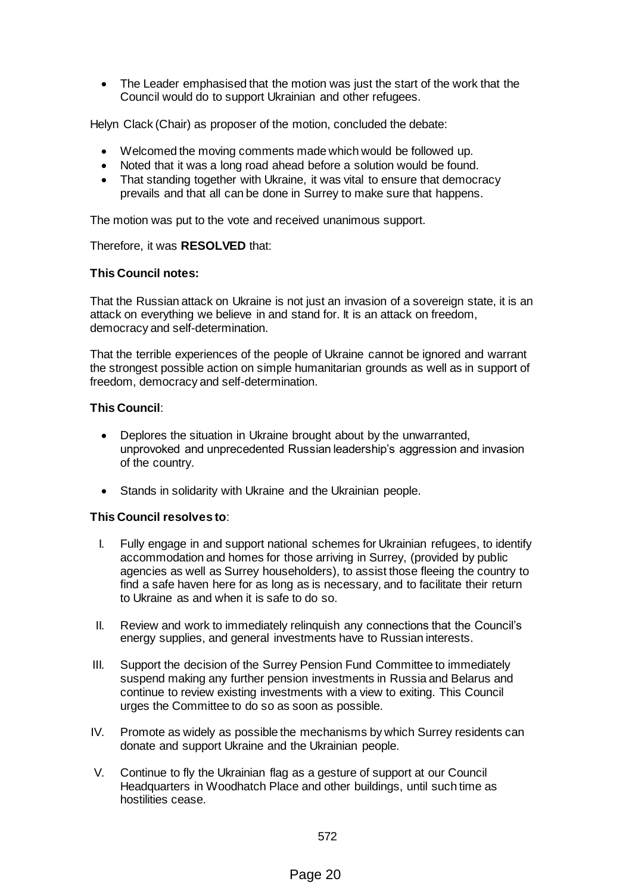- The Leader emphasised that the motion was just the start of the work that the Council would do to support Ukrainian and other refugees.

Helyn Clack (Chair) as proposer of the motion, concluded the debate:

- Welcomed the moving comments made which would be followed up.
- Noted that it was a long road ahead before a solution would be found.
- That standing together with Ukraine, it was vital to ensure that democracy prevails and that all can be done in Surrey to make sure that happens.

The motion was put to the vote and received unanimous support.

Therefore, it was **RESOLVED** that:

**This Council notes:**

That the Russian attack on Ukraine is not just an invasion of a sovereign state, it is an attack on everything we believe in and stand for. It is an attack on freedom, democracy and self-determination.

That the terrible experiences of the people of Ukraine cannot be ignored and warrant the strongest possible action on simple humanitarian grounds as well as in support of freedom, democracy and self-determination.

**This Council**:

- Deplores the situation in Ukraine brought about by the unwarranted, unprovoked and unprecedented Russian leadership's aggression and invasion of the country.

- Stands in solidarity with Ukraine and the Ukrainian people.

**This Council resolves to**:

I. Fully engage in and support national schemes for Ukrainian refugees, to identify accommodation and homes for those arriving in Surrey, (provided by public agencies as well as Surrey householders), to assist those fleeing the country to find a safe haven here for as long as is necessary, and to facilitate their return to Ukraine as and when it is safe to do so.

II. Review and work to immediately relinquish any connections that the Council's energy supplies, and general investments have to Russian interests.

III. Support the decision of the Surrey Pension Fund Committee to immediately suspend making any further pension investments in Russia and Belarus and continue to review existing investments with a view to exiting. This Council urges the Committee to do so as soon as possible.

IV. Promote as widely as possible the mechanisms by which Surrey residents can donate and support Ukraine and the Ukrainian people.

V. Continue to fly the Ukrainian flag as a gesture of support at our Council Headquarters in Woodhatch Place and other buildings, until such time as hostilities cease.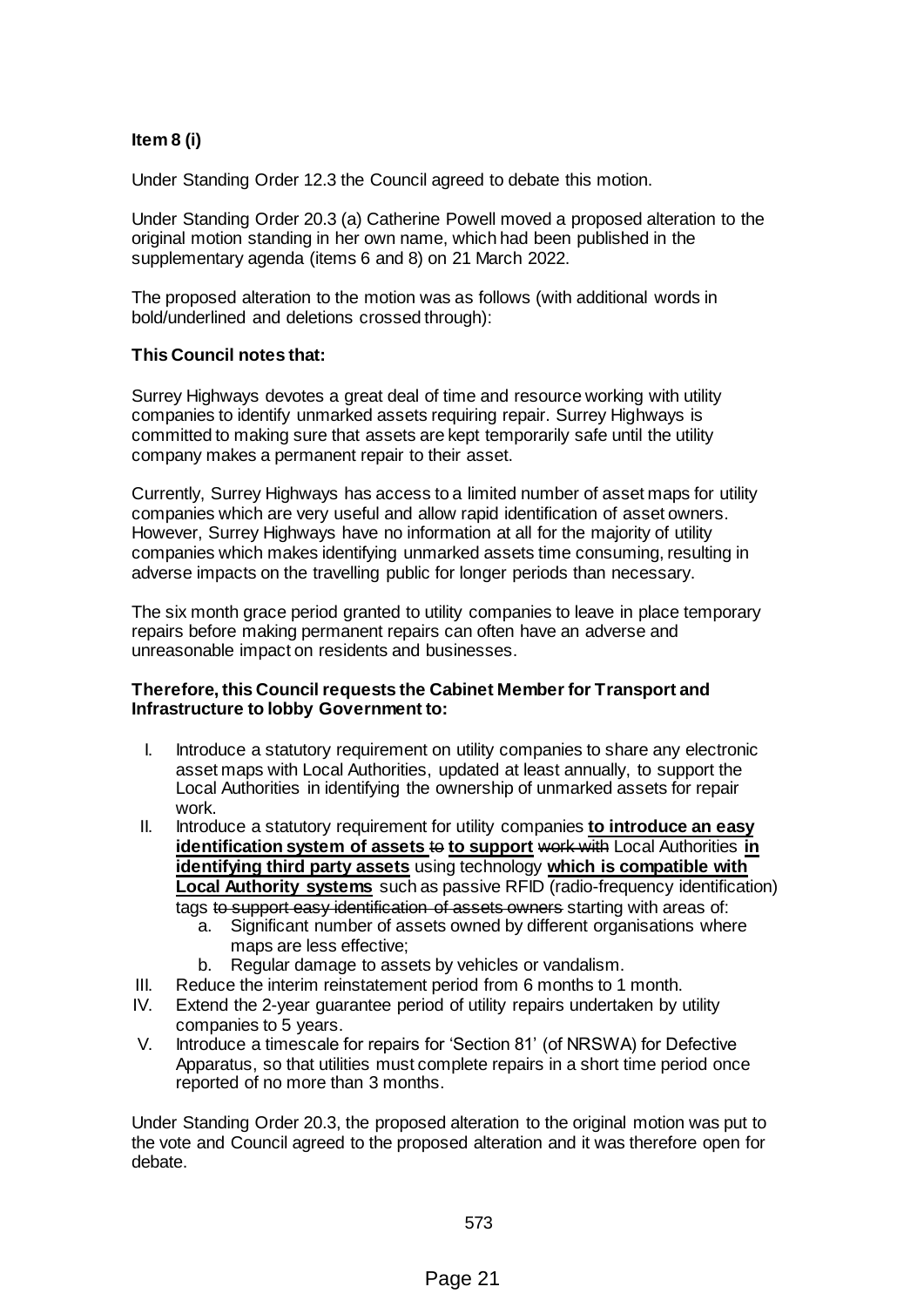**Item 8 (i)**

Under Standing Order 12.3 the Council agreed to debate this motion.

Under Standing Order 20.3 (a) Catherine Powell moved a proposed alteration to the original motion standing in her own name, which had been published in the supplementary agenda (items 6 and 8) on 21 March 2022.

The proposed alteration to the motion was as follows (with additional words in bold/underlined and deletions crossed through):

**This Council notes that:**

Surrey Highways devotes a great deal of time and resource working with utility companies to identify unmarked assets requiring repair. Surrey Highways is committed to making sure that assets are kept temporarily safe until the utility company makes a permanent repair to their asset.

Currently, Surrey Highways has access to a limited number of asset maps for utility companies which are very useful and allow rapid identification of asset owners. However, Surrey Highways have no information at all for the majority of utility companies which makes identifying unmarked assets time consuming, resulting in adverse impacts on the travelling public for longer periods than necessary.

The six month grace period granted to utility companies to leave in place temporary repairs before making permanent repairs can often have an adverse and unreasonable impact on residents and businesses.

**Therefore, this Council requests the Cabinet Member for Transport and Infrastructure to lobby Government to:**

I. Introduce a statutory requirement on utility companies to share any electronic asset maps with Local Authorities, updated at least annually, to support the Local Authorities in identifying the ownership of unmarked assets for repair work.
II. Introduce a statutory requirement for utility companies <u>**to introduce an easy identification system of assets**</u> ~~to~~ <u>**to support**</u> ~~work with~~ Local Authorities <u>**in identifying third party assets**</u> using technology <u>**which is compatible with Local Authority systems**</u> such as passive RFID (radio-frequency identification) tags ~~to support easy identification of assets owners~~ starting with areas of:
    a. Significant number of assets owned by different organisations where maps are less effective;
    b. Regular damage to assets by vehicles or vandalism.
III. Reduce the interim reinstatement period from 6 months to 1 month.
IV. Extend the 2-year guarantee period of utility repairs undertaken by utility companies to 5 years.
V. Introduce a timescale for repairs for 'Section 81' (of NRSWA) for Defective Apparatus, so that utilities must complete repairs in a short time period once reported of no more than 3 months.

Under Standing Order 20.3, the proposed alteration to the original motion was put to the vote and Council agreed to the proposed alteration and it was therefore open for debate.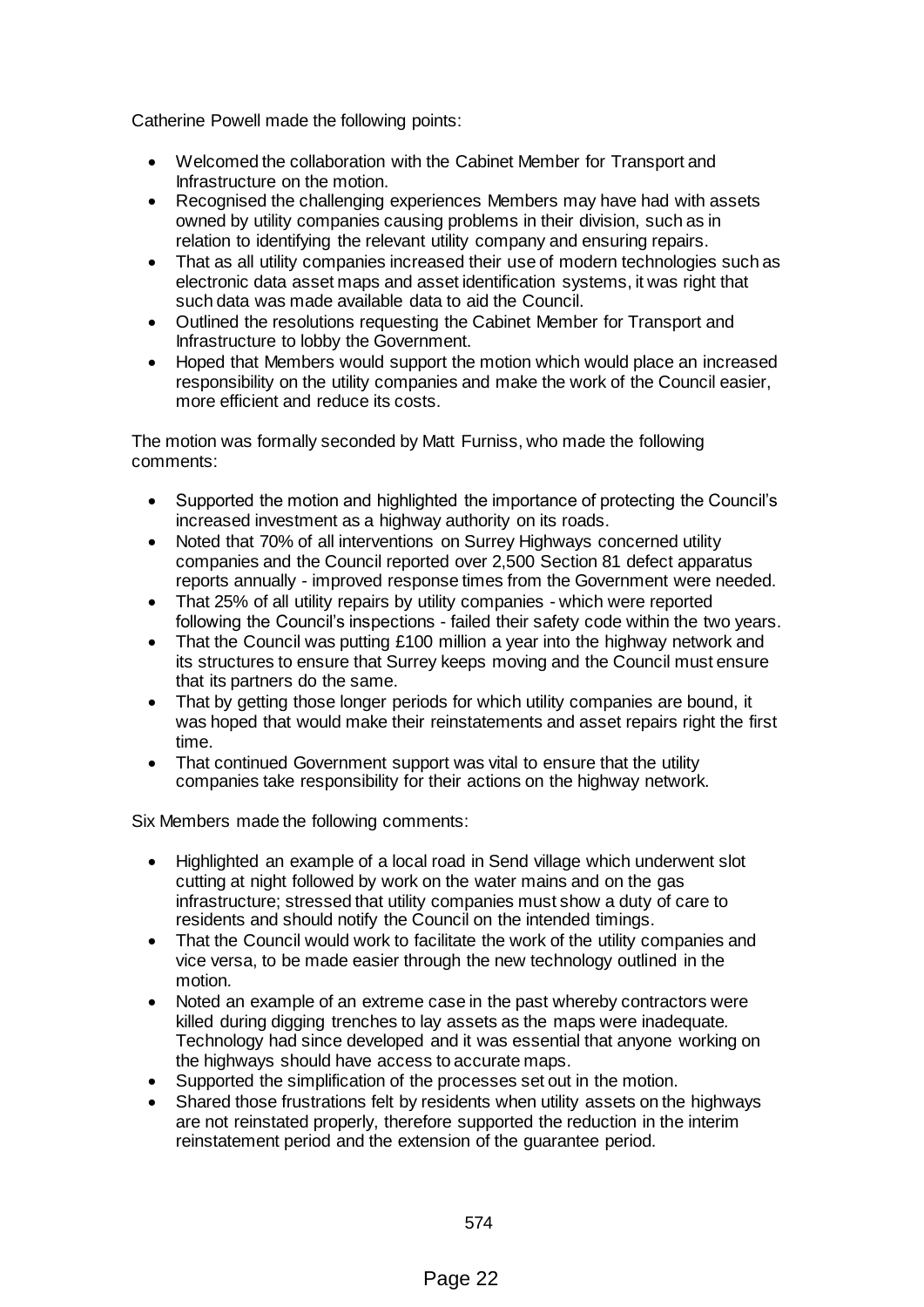Catherine Powell made the following points:

- Welcomed the collaboration with the Cabinet Member for Transport and Infrastructure on the motion.
- Recognised the challenging experiences Members may have had with assets owned by utility companies causing problems in their division, such as in relation to identifying the relevant utility company and ensuring repairs.
- That as all utility companies increased their use of modern technologies such as electronic data asset maps and asset identification systems, it was right that such data was made available data to aid the Council.
- Outlined the resolutions requesting the Cabinet Member for Transport and Infrastructure to lobby the Government.
- Hoped that Members would support the motion which would place an increased responsibility on the utility companies and make the work of the Council easier, more efficient and reduce its costs.

The motion was formally seconded by Matt Furniss, who made the following comments:

- Supported the motion and highlighted the importance of protecting the Council's increased investment as a highway authority on its roads.
- Noted that 70% of all interventions on Surrey Highways concerned utility companies and the Council reported over 2,500 Section 81 defect apparatus reports annually - improved response times from the Government were needed.
- That 25% of all utility repairs by utility companies - which were reported following the Council's inspections - failed their safety code within the two years.
- That the Council was putting £100 million a year into the highway network and its structures to ensure that Surrey keeps moving and the Council must ensure that its partners do the same.
- That by getting those longer periods for which utility companies are bound, it was hoped that would make their reinstatements and asset repairs right the first time.
- That continued Government support was vital to ensure that the utility companies take responsibility for their actions on the highway network.

Six Members made the following comments:

- Highlighted an example of a local road in Send village which underwent slot cutting at night followed by work on the water mains and on the gas infrastructure; stressed that utility companies must show a duty of care to residents and should notify the Council on the intended timings.
- That the Council would work to facilitate the work of the utility companies and vice versa, to be made easier through the new technology outlined in the motion.
- Noted an example of an extreme case in the past whereby contractors were killed during digging trenches to lay assets as the maps were inadequate. Technology had since developed and it was essential that anyone working on the highways should have access to accurate maps.
- Supported the simplification of the processes set out in the motion.
- Shared those frustrations felt by residents when utility assets on the highways are not reinstated properly, therefore supported the reduction in the interim reinstatement period and the extension of the guarantee period.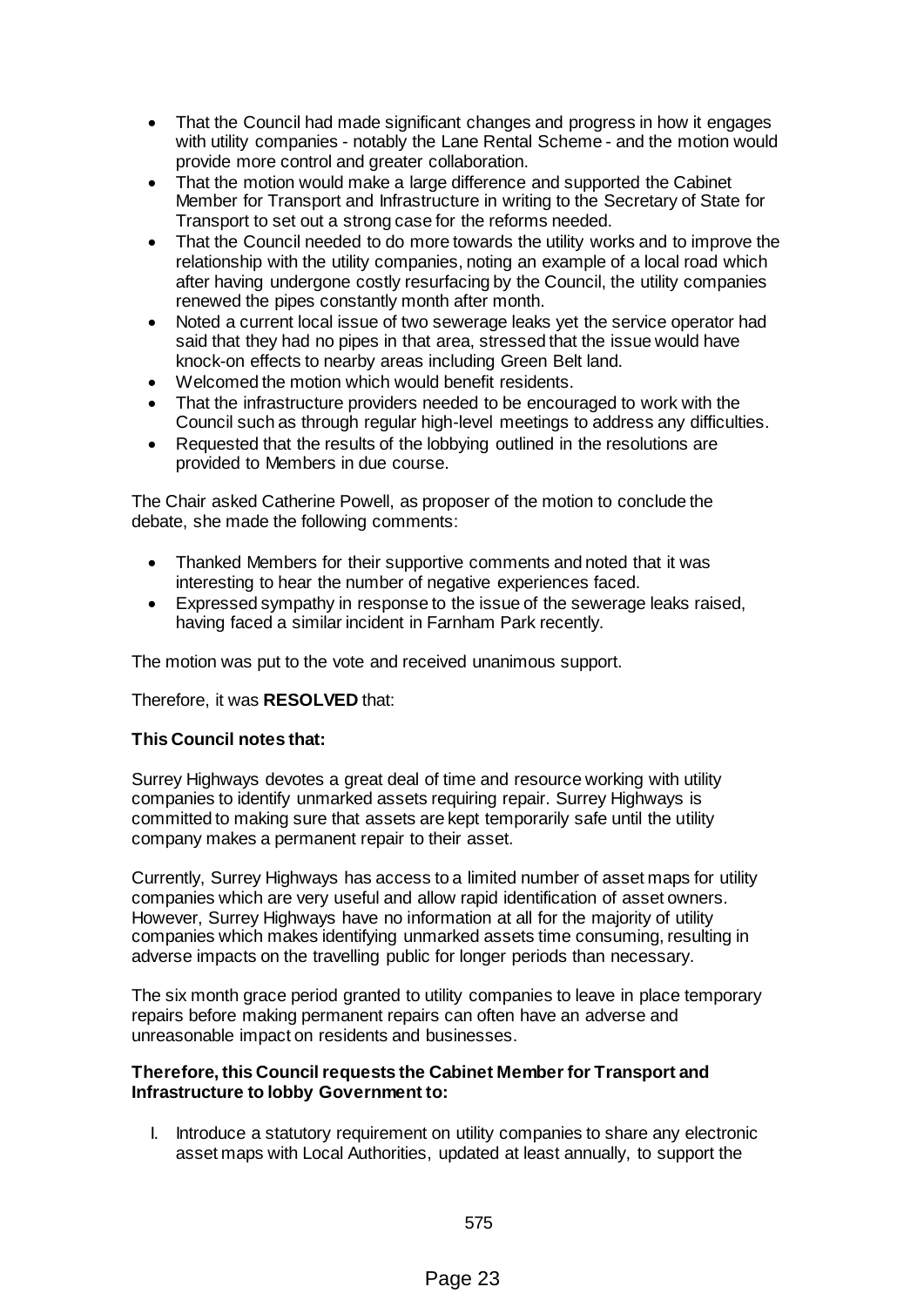- That the Council had made significant changes and progress in how it engages with utility companies - notably the Lane Rental Scheme - and the motion would provide more control and greater collaboration.
- That the motion would make a large difference and supported the Cabinet Member for Transport and Infrastructure in writing to the Secretary of State for Transport to set out a strong case for the reforms needed.
- That the Council needed to do more towards the utility works and to improve the relationship with the utility companies, noting an example of a local road which after having undergone costly resurfacing by the Council, the utility companies renewed the pipes constantly month after month.
- Noted a current local issue of two sewerage leaks yet the service operator had said that they had no pipes in that area, stressed that the issue would have knock-on effects to nearby areas including Green Belt land.
- Welcomed the motion which would benefit residents.
- That the infrastructure providers needed to be encouraged to work with the Council such as through regular high-level meetings to address any difficulties.
- Requested that the results of the lobbying outlined in the resolutions are provided to Members in due course.

The Chair asked Catherine Powell, as proposer of the motion to conclude the debate, she made the following comments:

- Thanked Members for their supportive comments and noted that it was interesting to hear the number of negative experiences faced.
- Expressed sympathy in response to the issue of the sewerage leaks raised, having faced a similar incident in Farnham Park recently.

The motion was put to the vote and received unanimous support.

Therefore, it was **RESOLVED** that:

**This Council notes that:**

Surrey Highways devotes a great deal of time and resource working with utility companies to identify unmarked assets requiring repair. Surrey Highways is committed to making sure that assets are kept temporarily safe until the utility company makes a permanent repair to their asset.

Currently, Surrey Highways has access to a limited number of asset maps for utility companies which are very useful and allow rapid identification of asset owners. However, Surrey Highways have no information at all for the majority of utility companies which makes identifying unmarked assets time consuming, resulting in adverse impacts on the travelling public for longer periods than necessary.

The six month grace period granted to utility companies to leave in place temporary repairs before making permanent repairs can often have an adverse and unreasonable impact on residents and businesses.

**Therefore, this Council requests the Cabinet Member for Transport and Infrastructure to lobby Government to:**

I. Introduce a statutory requirement on utility companies to share any electronic asset maps with Local Authorities, updated at least annually, to support the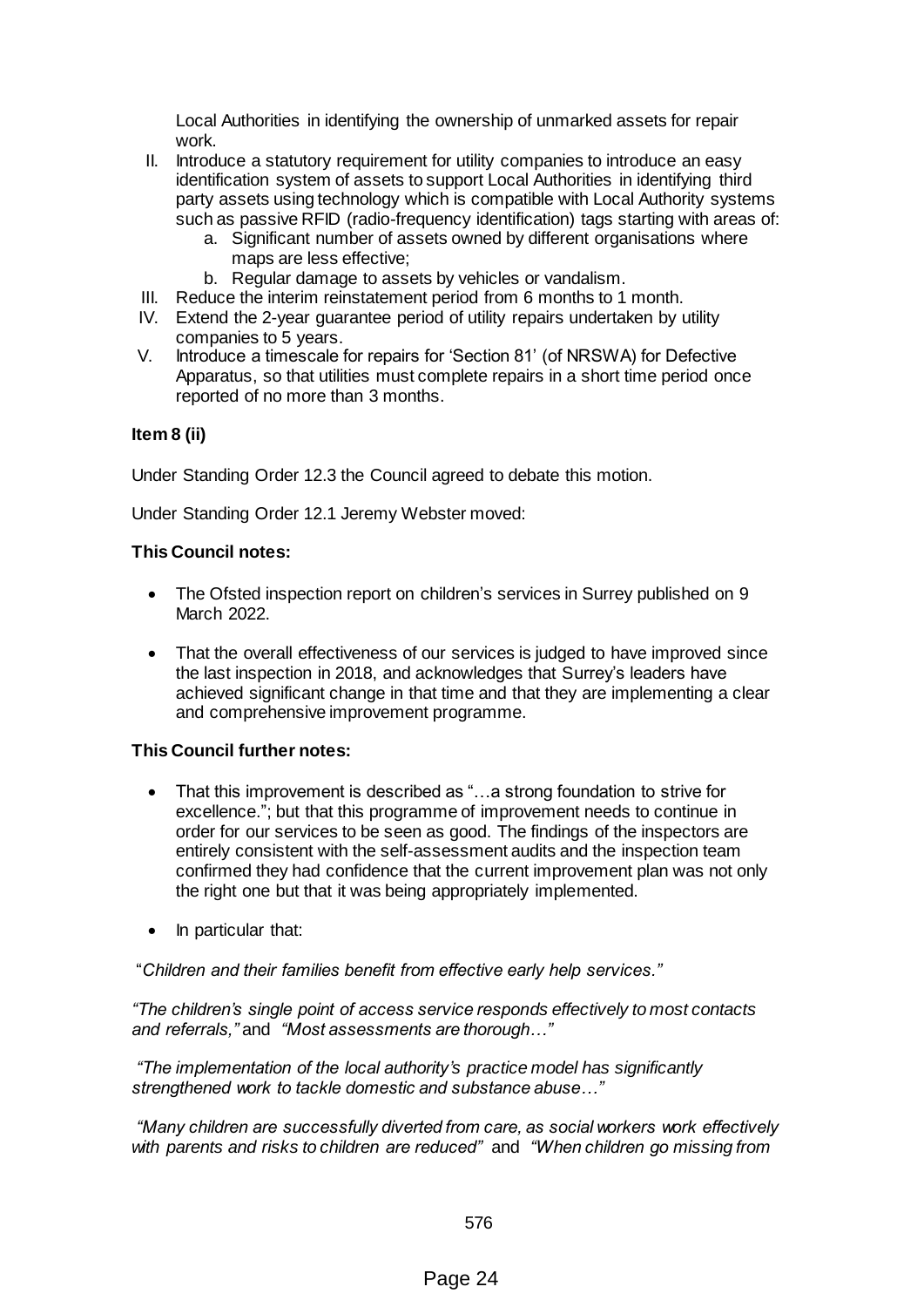Local Authorities in identifying the ownership of unmarked assets for repair work.

II. Introduce a statutory requirement for utility companies to introduce an easy identification system of assets to support Local Authorities in identifying third party assets using technology which is compatible with Local Authority systems such as passive RFID (radio-frequency identification) tags starting with areas of:
    a. Significant number of assets owned by different organisations where maps are less effective;
    b. Regular damage to assets by vehicles or vandalism.
III. Reduce the interim reinstatement period from 6 months to 1 month.
IV. Extend the 2-year guarantee period of utility repairs undertaken by utility companies to 5 years.
V. Introduce a timescale for repairs for 'Section 81' (of NRSWA) for Defective Apparatus, so that utilities must complete repairs in a short time period once reported of no more than 3 months.

**Item 8 (ii)**

Under Standing Order 12.3 the Council agreed to debate this motion.

Under Standing Order 12.1 Jeremy Webster moved:

**This Council notes:**

- The Ofsted inspection report on children's services in Surrey published on 9 March 2022.
- That the overall effectiveness of our services is judged to have improved since the last inspection in 2018, and acknowledges that Surrey's leaders have achieved significant change in that time and that they are implementing a clear and comprehensive improvement programme.

**This Council further notes:**

- That this improvement is described as "…a strong foundation to strive for excellence."; but that this programme of improvement needs to continue in order for our services to be seen as good. The findings of the inspectors are entirely consistent with the self-assessment audits and the inspection team confirmed they had confidence that the current improvement plan was not only the right one but that it was being appropriately implemented.
- In particular that:

"*Children and their families benefit from effective early help services.*"

*"The children's single point of access service responds effectively to most contacts and referrals,"* and *"Most assessments are thorough…"*

*"The implementation of the local authority's practice model has significantly strengthened work to tackle domestic and substance abuse…"*

*"Many children are successfully diverted from care, as social workers work effectively with parents and risks to children are reduced"* and *"When children go missing from*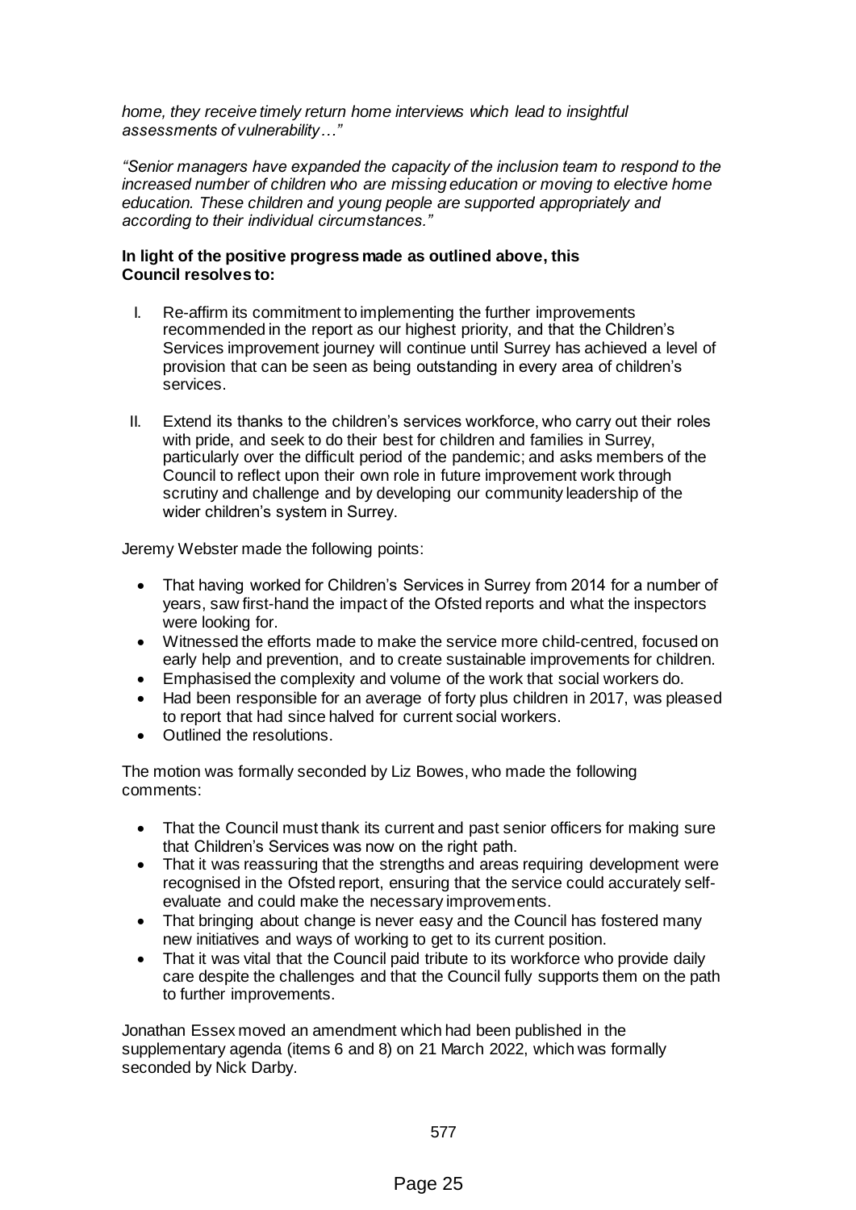*home, they receive timely return home interviews which lead to insightful assessments of vulnerability…"*

*"Senior managers have expanded the capacity of the inclusion team to respond to the increased number of children who are missing education or moving to elective home education. These children and young people are supported appropriately and according to their individual circumstances."*

**In light of the positive progress made as outlined above, this Council resolves to:**

I. Re-affirm its commitment to implementing the further improvements recommended in the report as our highest priority, and that the Children's Services improvement journey will continue until Surrey has achieved a level of provision that can be seen as being outstanding in every area of children's services.

II. Extend its thanks to the children's services workforce, who carry out their roles with pride, and seek to do their best for children and families in Surrey, particularly over the difficult period of the pandemic; and asks members of the Council to reflect upon their own role in future improvement work through scrutiny and challenge and by developing our community leadership of the wider children's system in Surrey.

Jeremy Webster made the following points:

- That having worked for Children's Services in Surrey from 2014 for a number of years, saw first-hand the impact of the Ofsted reports and what the inspectors were looking for.
- Witnessed the efforts made to make the service more child-centred, focused on early help and prevention, and to create sustainable improvements for children.
- Emphasised the complexity and volume of the work that social workers do.
- Had been responsible for an average of forty plus children in 2017, was pleased to report that had since halved for current social workers.
- Outlined the resolutions.

The motion was formally seconded by Liz Bowes, who made the following comments:

- That the Council must thank its current and past senior officers for making sure that Children's Services was now on the right path.
- That it was reassuring that the strengths and areas requiring development were recognised in the Ofsted report, ensuring that the service could accurately self-evaluate and could make the necessary improvements.
- That bringing about change is never easy and the Council has fostered many new initiatives and ways of working to get to its current position.
- That it was vital that the Council paid tribute to its workforce who provide daily care despite the challenges and that the Council fully supports them on the path to further improvements.

Jonathan Essex moved an amendment which had been published in the supplementary agenda (items 6 and 8) on 21 March 2022, which was formally seconded by Nick Darby.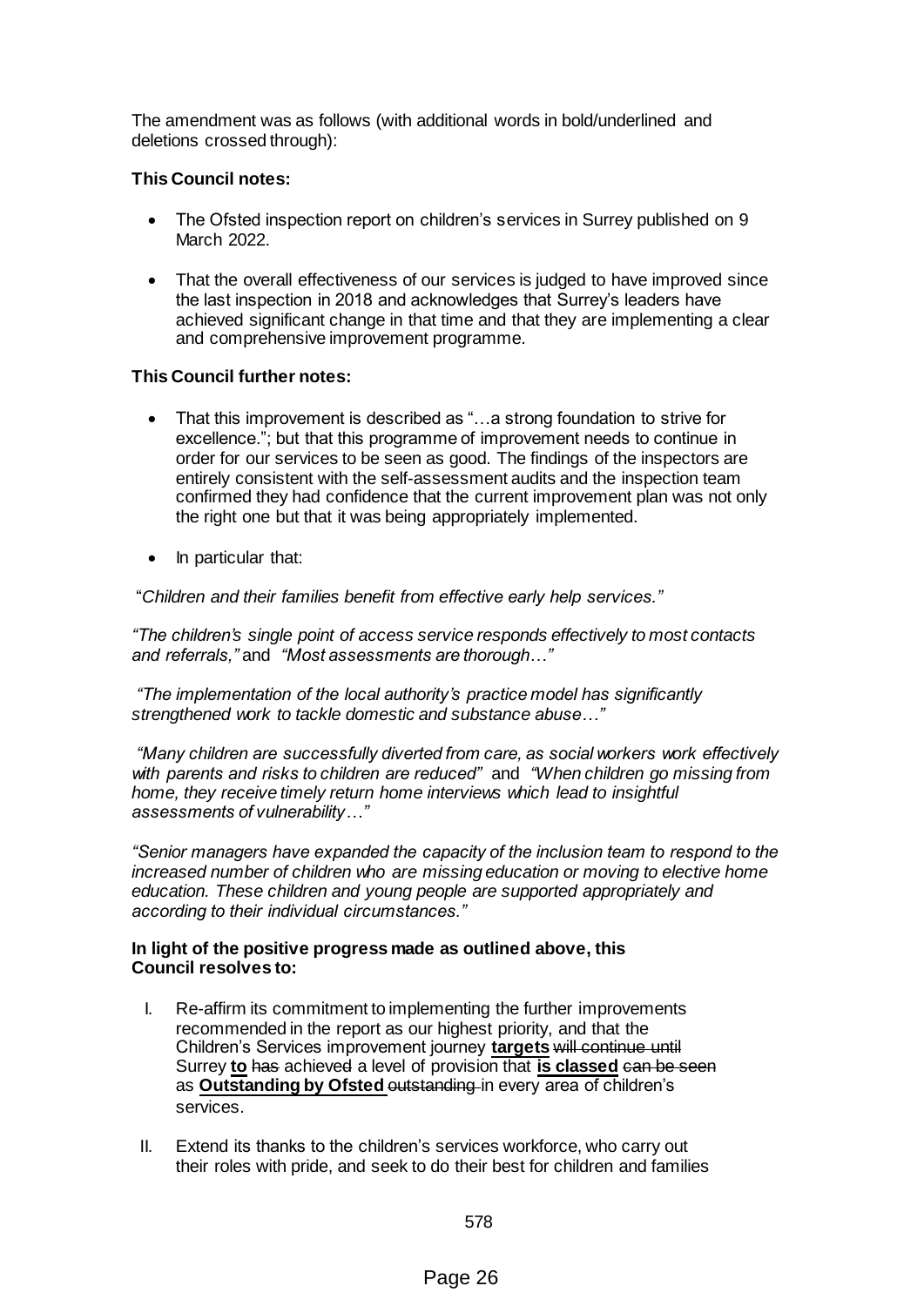The amendment was as follows (with additional words in bold/underlined and deletions crossed through):

**This Council notes:**

- The Ofsted inspection report on children's services in Surrey published on 9 March 2022.
- That the overall effectiveness of our services is judged to have improved since the last inspection in 2018 and acknowledges that Surrey's leaders have achieved significant change in that time and that they are implementing a clear and comprehensive improvement programme.

**This Council further notes:**

- That this improvement is described as "…a strong foundation to strive for excellence."; but that this programme of improvement needs to continue in order for our services to be seen as good. The findings of the inspectors are entirely consistent with the self-assessment audits and the inspection team confirmed they had confidence that the current improvement plan was not only the right one but that it was being appropriately implemented.
- In particular that:

"*Children and their families benefit from effective early help services."*

*"The children's single point of access service responds effectively to most contacts and referrals,"* and *"Most assessments are thorough…"*

*"The implementation of the local authority's practice model has significantly strengthened work to tackle domestic and substance abuse…"*

*"Many children are successfully diverted from care, as social workers work effectively with parents and risks to children are reduced"* and *"When children go missing from home, they receive timely return home interviews which lead to insightful assessments of vulnerability…"*

*"Senior managers have expanded the capacity of the inclusion team to respond to the increased number of children who are missing education or moving to elective home education. These children and young people are supported appropriately and according to their individual circumstances."*

**In light of the positive progress made as outlined above, this Council resolves to:**

I. Re-affirm its commitment to implementing the further improvements recommended in the report as our highest priority, and that the Children's Services improvement journey <u>**targets**</u> ~~will continue until~~ Surrey <u>**to**</u> ~~has~~ achieve~~d~~ a level of provision that <u>**is classed**</u> ~~can be seen~~ as <u>**Outstanding by Ofsted**</u> ~~outstanding~~ in every area of children's services.

II. Extend its thanks to the children's services workforce, who carry out their roles with pride, and seek to do their best for children and families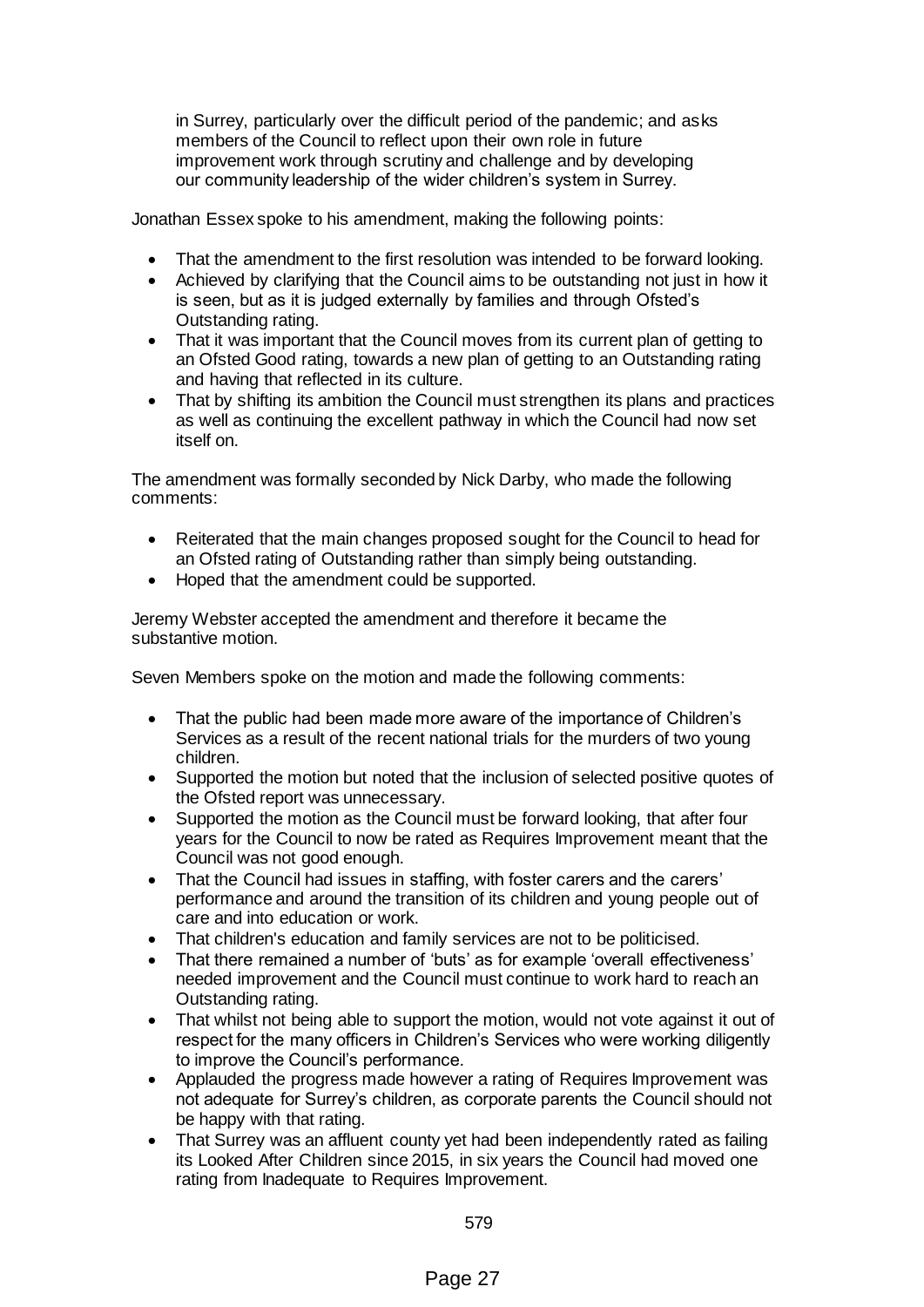in Surrey, particularly over the difficult period of the pandemic; and asks members of the Council to reflect upon their own role in future improvement work through scrutiny and challenge and by developing our community leadership of the wider children's system in Surrey.

Jonathan Essex spoke to his amendment, making the following points:

- That the amendment to the first resolution was intended to be forward looking.
- Achieved by clarifying that the Council aims to be outstanding not just in how it is seen, but as it is judged externally by families and through Ofsted's Outstanding rating.
- That it was important that the Council moves from its current plan of getting to an Ofsted Good rating, towards a new plan of getting to an Outstanding rating and having that reflected in its culture.
- That by shifting its ambition the Council must strengthen its plans and practices as well as continuing the excellent pathway in which the Council had now set itself on.

The amendment was formally seconded by Nick Darby, who made the following comments:

- Reiterated that the main changes proposed sought for the Council to head for an Ofsted rating of Outstanding rather than simply being outstanding.
- Hoped that the amendment could be supported.

Jeremy Webster accepted the amendment and therefore it became the substantive motion.

Seven Members spoke on the motion and made the following comments:

- That the public had been made more aware of the importance of Children's Services as a result of the recent national trials for the murders of two young children.
- Supported the motion but noted that the inclusion of selected positive quotes of the Ofsted report was unnecessary.
- Supported the motion as the Council must be forward looking, that after four years for the Council to now be rated as Requires Improvement meant that the Council was not good enough.
- That the Council had issues in staffing, with foster carers and the carers' performance and around the transition of its children and young people out of care and into education or work.
- That children's education and family services are not to be politicised.
- That there remained a number of 'buts' as for example 'overall effectiveness' needed improvement and the Council must continue to work hard to reach an Outstanding rating.
- That whilst not being able to support the motion, would not vote against it out of respect for the many officers in Children's Services who were working diligently to improve the Council's performance.
- Applauded the progress made however a rating of Requires Improvement was not adequate for Surrey's children, as corporate parents the Council should not be happy with that rating.
- That Surrey was an affluent county yet had been independently rated as failing its Looked After Children since 2015, in six years the Council had moved one rating from Inadequate to Requires Improvement.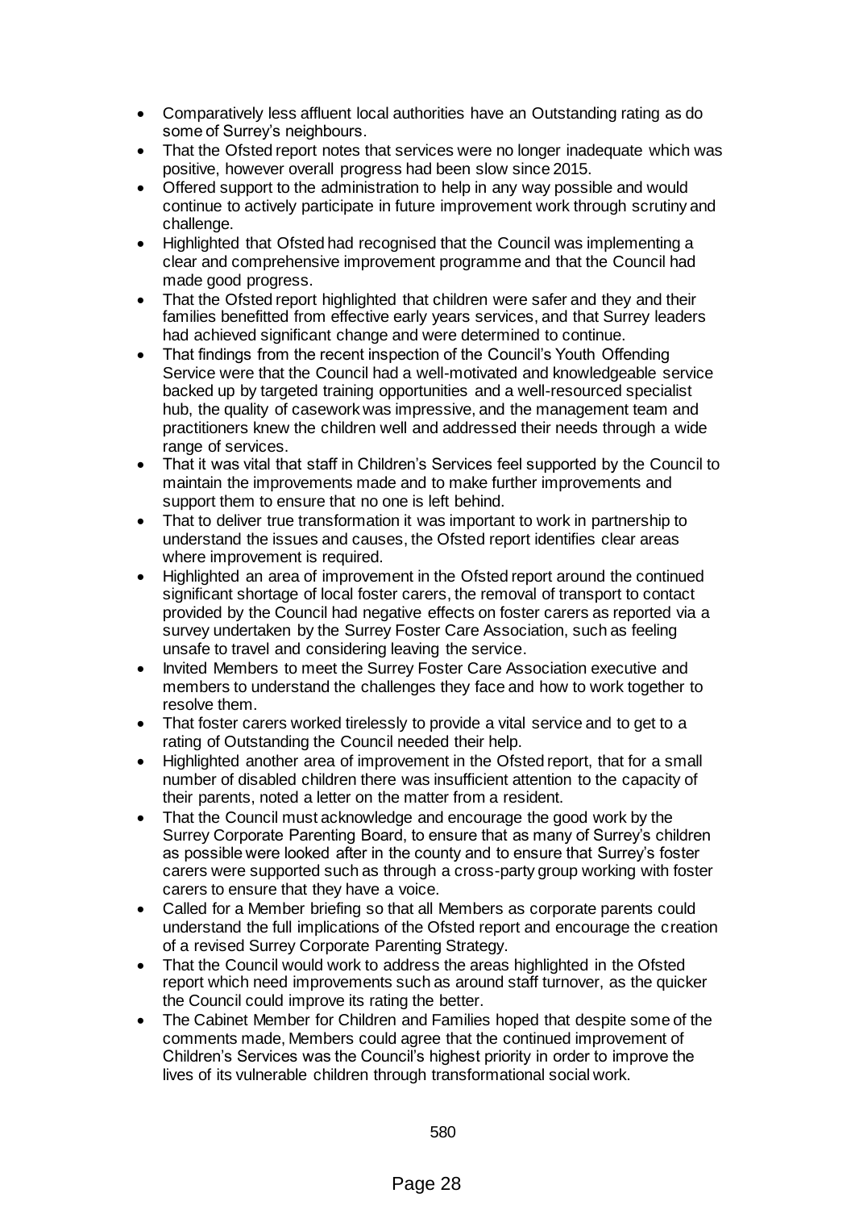- Comparatively less affluent local authorities have an Outstanding rating as do some of Surrey's neighbours.
- That the Ofsted report notes that services were no longer inadequate which was positive, however overall progress had been slow since 2015.
- Offered support to the administration to help in any way possible and would continue to actively participate in future improvement work through scrutiny and challenge.
- Highlighted that Ofsted had recognised that the Council was implementing a clear and comprehensive improvement programme and that the Council had made good progress.
- That the Ofsted report highlighted that children were safer and they and their families benefitted from effective early years services, and that Surrey leaders had achieved significant change and were determined to continue.
- That findings from the recent inspection of the Council's Youth Offending Service were that the Council had a well-motivated and knowledgeable service backed up by targeted training opportunities and a well-resourced specialist hub, the quality of casework was impressive, and the management team and practitioners knew the children well and addressed their needs through a wide range of services.
- That it was vital that staff in Children's Services feel supported by the Council to maintain the improvements made and to make further improvements and support them to ensure that no one is left behind.
- That to deliver true transformation it was important to work in partnership to understand the issues and causes, the Ofsted report identifies clear areas where improvement is required.
- Highlighted an area of improvement in the Ofsted report around the continued significant shortage of local foster carers, the removal of transport to contact provided by the Council had negative effects on foster carers as reported via a survey undertaken by the Surrey Foster Care Association, such as feeling unsafe to travel and considering leaving the service.
- Invited Members to meet the Surrey Foster Care Association executive and members to understand the challenges they face and how to work together to resolve them.
- That foster carers worked tirelessly to provide a vital service and to get to a rating of Outstanding the Council needed their help.
- Highlighted another area of improvement in the Ofsted report, that for a small number of disabled children there was insufficient attention to the capacity of their parents, noted a letter on the matter from a resident.
- That the Council must acknowledge and encourage the good work by the Surrey Corporate Parenting Board, to ensure that as many of Surrey's children as possible were looked after in the county and to ensure that Surrey's foster carers were supported such as through a cross-party group working with foster carers to ensure that they have a voice.
- Called for a Member briefing so that all Members as corporate parents could understand the full implications of the Ofsted report and encourage the creation of a revised Surrey Corporate Parenting Strategy.
- That the Council would work to address the areas highlighted in the Ofsted report which need improvements such as around staff turnover, as the quicker the Council could improve its rating the better.
- The Cabinet Member for Children and Families hoped that despite some of the comments made, Members could agree that the continued improvement of Children's Services was the Council's highest priority in order to improve the lives of its vulnerable children through transformational social work.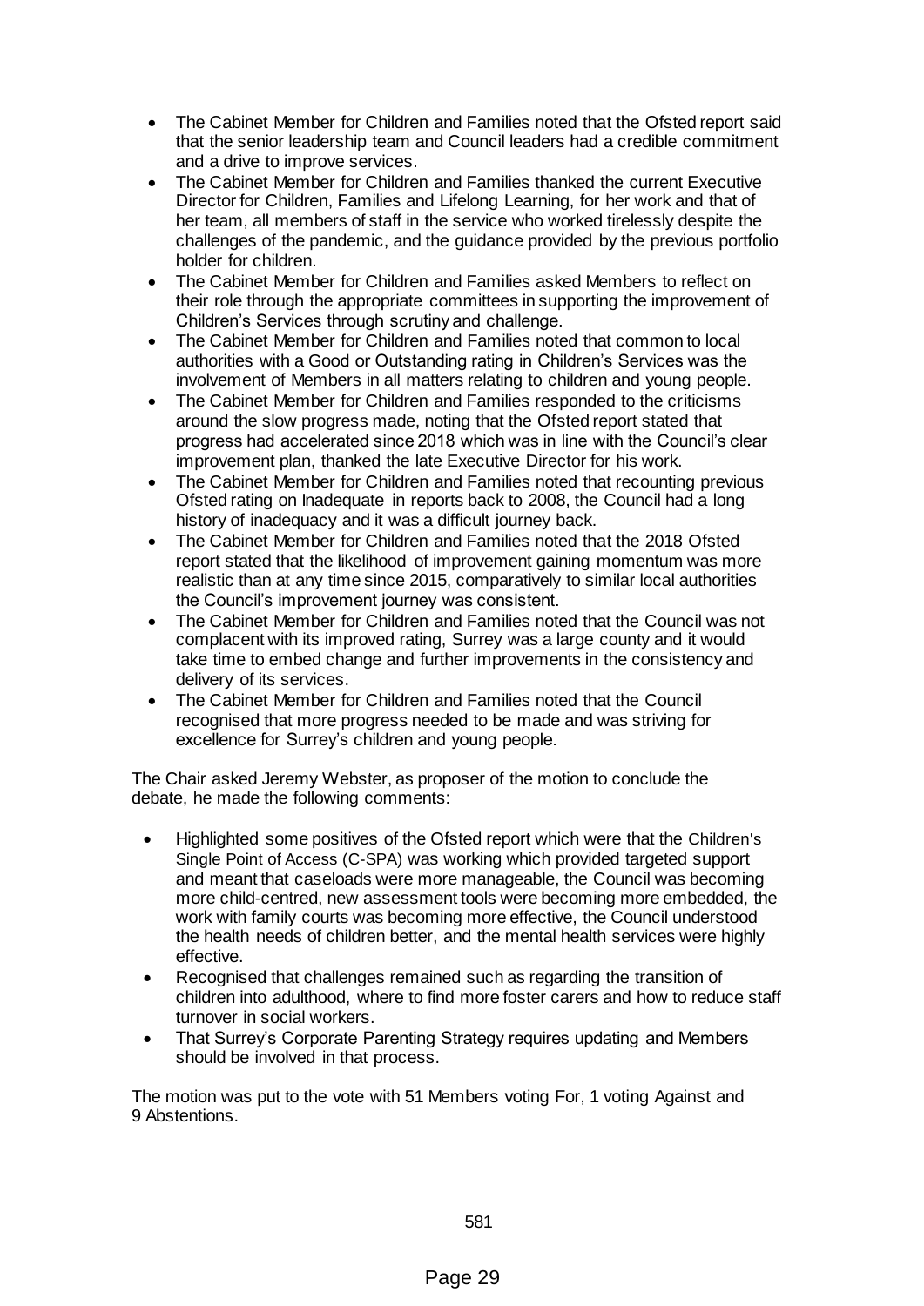- The Cabinet Member for Children and Families noted that the Ofsted report said that the senior leadership team and Council leaders had a credible commitment and a drive to improve services.
- The Cabinet Member for Children and Families thanked the current Executive Director for Children, Families and Lifelong Learning, for her work and that of her team, all members of staff in the service who worked tirelessly despite the challenges of the pandemic, and the guidance provided by the previous portfolio holder for children.
- The Cabinet Member for Children and Families asked Members to reflect on their role through the appropriate committees in supporting the improvement of Children's Services through scrutiny and challenge.
- The Cabinet Member for Children and Families noted that common to local authorities with a Good or Outstanding rating in Children's Services was the involvement of Members in all matters relating to children and young people.
- The Cabinet Member for Children and Families responded to the criticisms around the slow progress made, noting that the Ofsted report stated that progress had accelerated since 2018 which was in line with the Council's clear improvement plan, thanked the late Executive Director for his work.
- The Cabinet Member for Children and Families noted that recounting previous Ofsted rating on Inadequate in reports back to 2008, the Council had a long history of inadequacy and it was a difficult journey back.
- The Cabinet Member for Children and Families noted that the 2018 Ofsted report stated that the likelihood of improvement gaining momentum was more realistic than at any time since 2015, comparatively to similar local authorities the Council's improvement journey was consistent.
- The Cabinet Member for Children and Families noted that the Council was not complacent with its improved rating, Surrey was a large county and it would take time to embed change and further improvements in the consistency and delivery of its services.
- The Cabinet Member for Children and Families noted that the Council recognised that more progress needed to be made and was striving for excellence for Surrey's children and young people.

The Chair asked Jeremy Webster, as proposer of the motion to conclude the debate, he made the following comments:

- Highlighted some positives of the Ofsted report which were that the Children's Single Point of Access (C-SPA) was working which provided targeted support and meant that caseloads were more manageable, the Council was becoming more child-centred, new assessment tools were becoming more embedded, the work with family courts was becoming more effective, the Council understood the health needs of children better, and the mental health services were highly effective.
- Recognised that challenges remained such as regarding the transition of children into adulthood, where to find more foster carers and how to reduce staff turnover in social workers.
- That Surrey's Corporate Parenting Strategy requires updating and Members should be involved in that process.

The motion was put to the vote with 51 Members voting For, 1 voting Against and 9 Abstentions.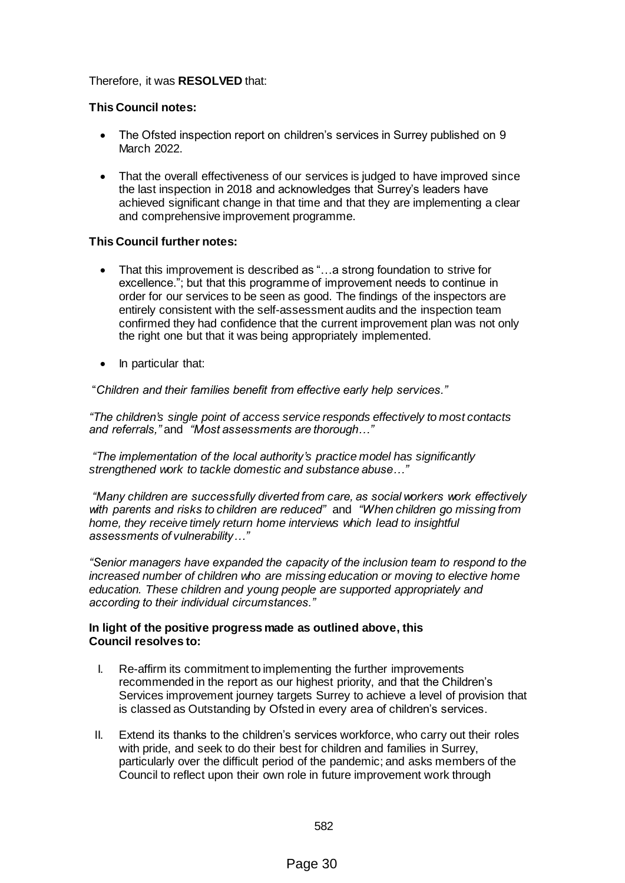Therefore, it was **RESOLVED** that:

**This Council notes:**

- The Ofsted inspection report on children's services in Surrey published on 9 March 2022.
- That the overall effectiveness of our services is judged to have improved since the last inspection in 2018 and acknowledges that Surrey's leaders have achieved significant change in that time and that they are implementing a clear and comprehensive improvement programme.

**This Council further notes:**

- That this improvement is described as "…a strong foundation to strive for excellence."; but that this programme of improvement needs to continue in order for our services to be seen as good. The findings of the inspectors are entirely consistent with the self-assessment audits and the inspection team confirmed they had confidence that the current improvement plan was not only the right one but that it was being appropriately implemented.
- In particular that:

"*Children and their families benefit from effective early help services."*

*"The children's single point of access service responds effectively to most contacts and referrals,"* and *"Most assessments are thorough…"*

*"The implementation of the local authority's practice model has significantly strengthened work to tackle domestic and substance abuse…"*

*"Many children are successfully diverted from care, as social workers work effectively with parents and risks to children are reduced"* and *"When children go missing from home, they receive timely return home interviews which lead to insightful assessments of vulnerability…"*

*"Senior managers have expanded the capacity of the inclusion team to respond to the increased number of children who are missing education or moving to elective home education. These children and young people are supported appropriately and according to their individual circumstances."*

**In light of the positive progress made as outlined above, this Council resolves to:**

I. Re-affirm its commitment to implementing the further improvements recommended in the report as our highest priority, and that the Children's Services improvement journey targets Surrey to achieve a level of provision that is classed as Outstanding by Ofsted in every area of children's services.

II. Extend its thanks to the children's services workforce, who carry out their roles with pride, and seek to do their best for children and families in Surrey, particularly over the difficult period of the pandemic; and asks members of the Council to reflect upon their own role in future improvement work through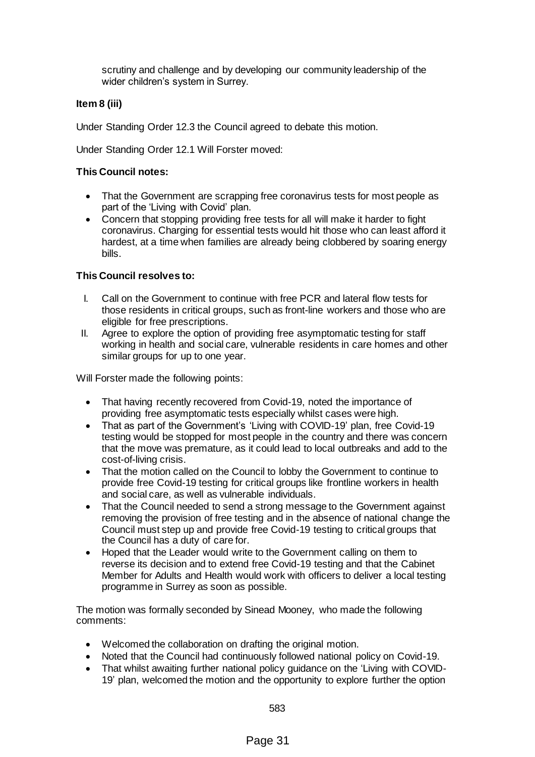scrutiny and challenge and by developing our community leadership of the wider children's system in Surrey.

**Item 8 (iii)**

Under Standing Order 12.3 the Council agreed to debate this motion.

Under Standing Order 12.1 Will Forster moved:

**This Council notes:**

- That the Government are scrapping free coronavirus tests for most people as part of the 'Living with Covid' plan.
- Concern that stopping providing free tests for all will make it harder to fight coronavirus. Charging for essential tests would hit those who can least afford it hardest, at a time when families are already being clobbered by soaring energy bills.

**This Council resolves to:**

I. Call on the Government to continue with free PCR and lateral flow tests for those residents in critical groups, such as front-line workers and those who are eligible for free prescriptions.
II. Agree to explore the option of providing free asymptomatic testing for staff working in health and social care, vulnerable residents in care homes and other similar groups for up to one year.

Will Forster made the following points:

- That having recently recovered from Covid-19, noted the importance of providing free asymptomatic tests especially whilst cases were high.
- That as part of the Government's 'Living with COVID-19' plan, free Covid-19 testing would be stopped for most people in the country and there was concern that the move was premature, as it could lead to local outbreaks and add to the cost-of-living crisis.
- That the motion called on the Council to lobby the Government to continue to provide free Covid-19 testing for critical groups like frontline workers in health and social care, as well as vulnerable individuals.
- That the Council needed to send a strong message to the Government against removing the provision of free testing and in the absence of national change the Council must step up and provide free Covid-19 testing to critical groups that the Council has a duty of care for.
- Hoped that the Leader would write to the Government calling on them to reverse its decision and to extend free Covid-19 testing and that the Cabinet Member for Adults and Health would work with officers to deliver a local testing programme in Surrey as soon as possible.

The motion was formally seconded by Sinead Mooney, who made the following comments:

- Welcomed the collaboration on drafting the original motion.
- Noted that the Council had continuously followed national policy on Covid-19.
- That whilst awaiting further national policy guidance on the 'Living with COVID-19' plan, welcomed the motion and the opportunity to explore further the option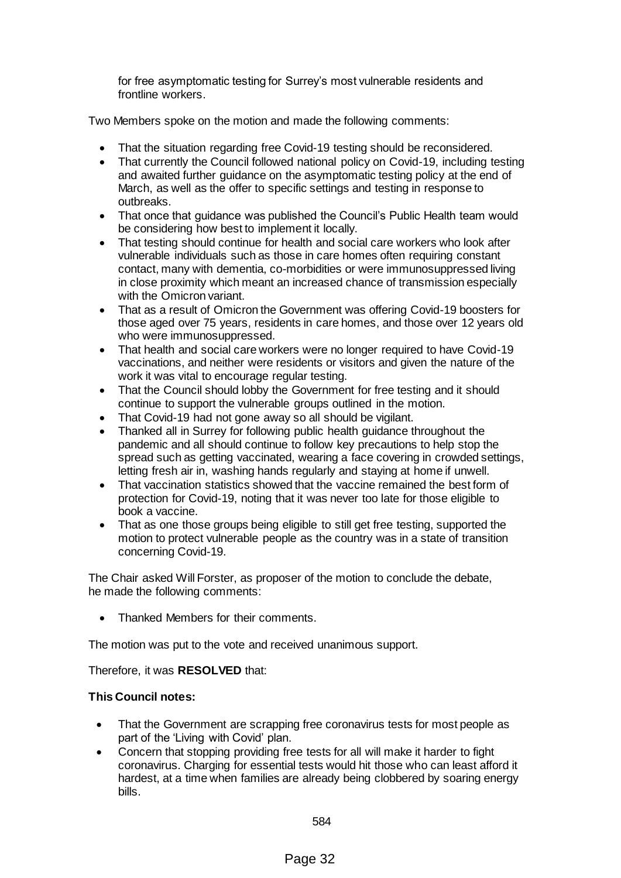for free asymptomatic testing for Surrey's most vulnerable residents and frontline workers.

Two Members spoke on the motion and made the following comments:

- That the situation regarding free Covid-19 testing should be reconsidered.
- That currently the Council followed national policy on Covid-19, including testing and awaited further guidance on the asymptomatic testing policy at the end of March, as well as the offer to specific settings and testing in response to outbreaks.
- That once that guidance was published the Council's Public Health team would be considering how best to implement it locally.
- That testing should continue for health and social care workers who look after vulnerable individuals such as those in care homes often requiring constant contact, many with dementia, co-morbidities or were immunosuppressed living in close proximity which meant an increased chance of transmission especially with the Omicron variant.
- That as a result of Omicron the Government was offering Covid-19 boosters for those aged over 75 years, residents in care homes, and those over 12 years old who were immunosuppressed.
- That health and social care workers were no longer required to have Covid-19 vaccinations, and neither were residents or visitors and given the nature of the work it was vital to encourage regular testing.
- That the Council should lobby the Government for free testing and it should continue to support the vulnerable groups outlined in the motion.
- That Covid-19 had not gone away so all should be vigilant.
- Thanked all in Surrey for following public health guidance throughout the pandemic and all should continue to follow key precautions to help stop the spread such as getting vaccinated, wearing a face covering in crowded settings, letting fresh air in, washing hands regularly and staying at home if unwell.
- That vaccination statistics showed that the vaccine remained the best form of protection for Covid-19, noting that it was never too late for those eligible to book a vaccine.
- That as one those groups being eligible to still get free testing, supported the motion to protect vulnerable people as the country was in a state of transition concerning Covid-19.

The Chair asked Will Forster, as proposer of the motion to conclude the debate, he made the following comments:

- Thanked Members for their comments.

The motion was put to the vote and received unanimous support.

Therefore, it was **RESOLVED** that:

**This Council notes:**

- That the Government are scrapping free coronavirus tests for most people as part of the 'Living with Covid' plan.
- Concern that stopping providing free tests for all will make it harder to fight coronavirus. Charging for essential tests would hit those who can least afford it hardest, at a time when families are already being clobbered by soaring energy bills.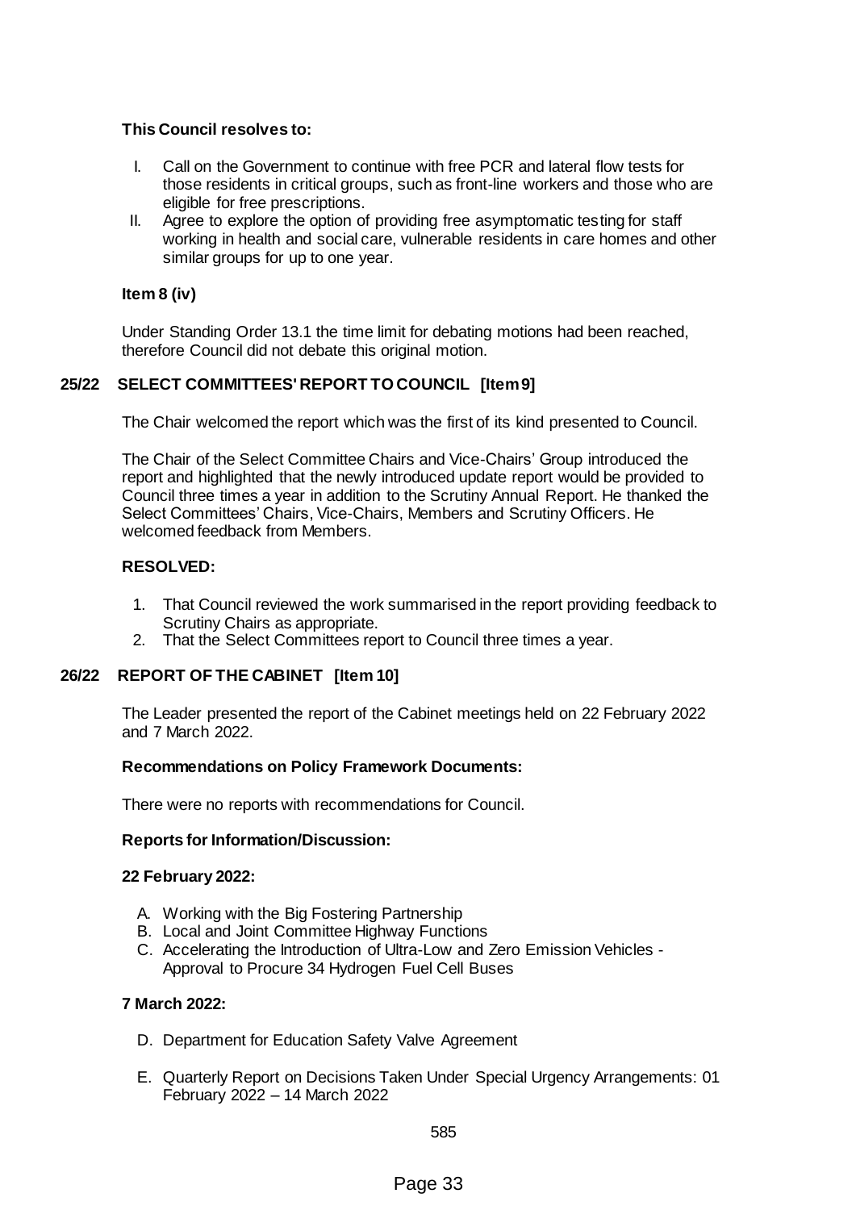**This Council resolves to:**

I. Call on the Government to continue with free PCR and lateral flow tests for those residents in critical groups, such as front-line workers and those who are eligible for free prescriptions.
II. Agree to explore the option of providing free asymptomatic testing for staff working in health and social care, vulnerable residents in care homes and other similar groups for up to one year.

**Item 8 (iv)**

Under Standing Order 13.1 the time limit for debating motions had been reached, therefore Council did not debate this original motion.

## 25/22 SELECT COMMITTEES' REPORT TO COUNCIL [Item 9]

The Chair welcomed the report which was the first of its kind presented to Council.

The Chair of the Select Committee Chairs and Vice-Chairs' Group introduced the report and highlighted that the newly introduced update report would be provided to Council three times a year in addition to the Scrutiny Annual Report. He thanked the Select Committees' Chairs, Vice-Chairs, Members and Scrutiny Officers. He welcomed feedback from Members.

**RESOLVED:**

1. That Council reviewed the work summarised in the report providing feedback to Scrutiny Chairs as appropriate.
2. That the Select Committees report to Council three times a year.

## 26/22 REPORT OF THE CABINET [Item 10]

The Leader presented the report of the Cabinet meetings held on 22 February 2022 and 7 March 2022.

**Recommendations on Policy Framework Documents:**

There were no reports with recommendations for Council.

**Reports for Information/Discussion:**

**22 February 2022:**

A. Working with the Big Fostering Partnership
B. Local and Joint Committee Highway Functions
C. Accelerating the Introduction of Ultra-Low and Zero Emission Vehicles - Approval to Procure 34 Hydrogen Fuel Cell Buses

**7 March 2022:**

D. Department for Education Safety Valve Agreement

E. Quarterly Report on Decisions Taken Under Special Urgency Arrangements: 01 February 2022 – 14 March 2022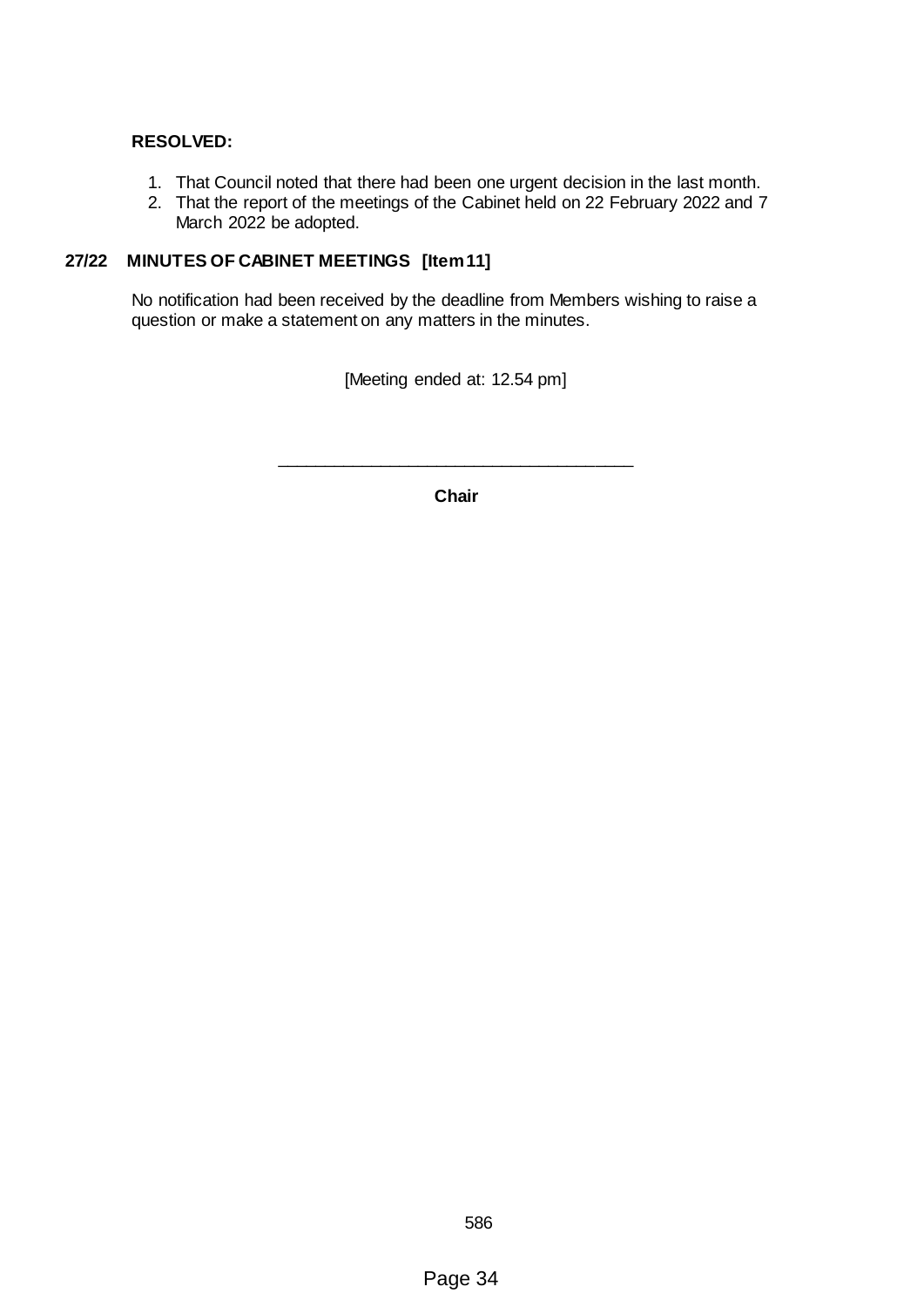**RESOLVED:**

1. That Council noted that there had been one urgent decision in the last month.
2. That the report of the meetings of the Cabinet held on 22 February 2022 and 7 March 2022 be adopted.

## 27/22 MINUTES OF CABINET MEETINGS [Item 11]

No notification had been received by the deadline from Members wishing to raise a question or make a statement on any matters in the minutes.

[Meeting ended at: 12.54 pm]

\_\_\_\_\_\_\_\_\_\_\_\_\_\_\_\_\_\_\_\_\_\_\_\_\_\_\_\_\_\_\_\_\_\_\_\_\_\_\_\_

**Chair**